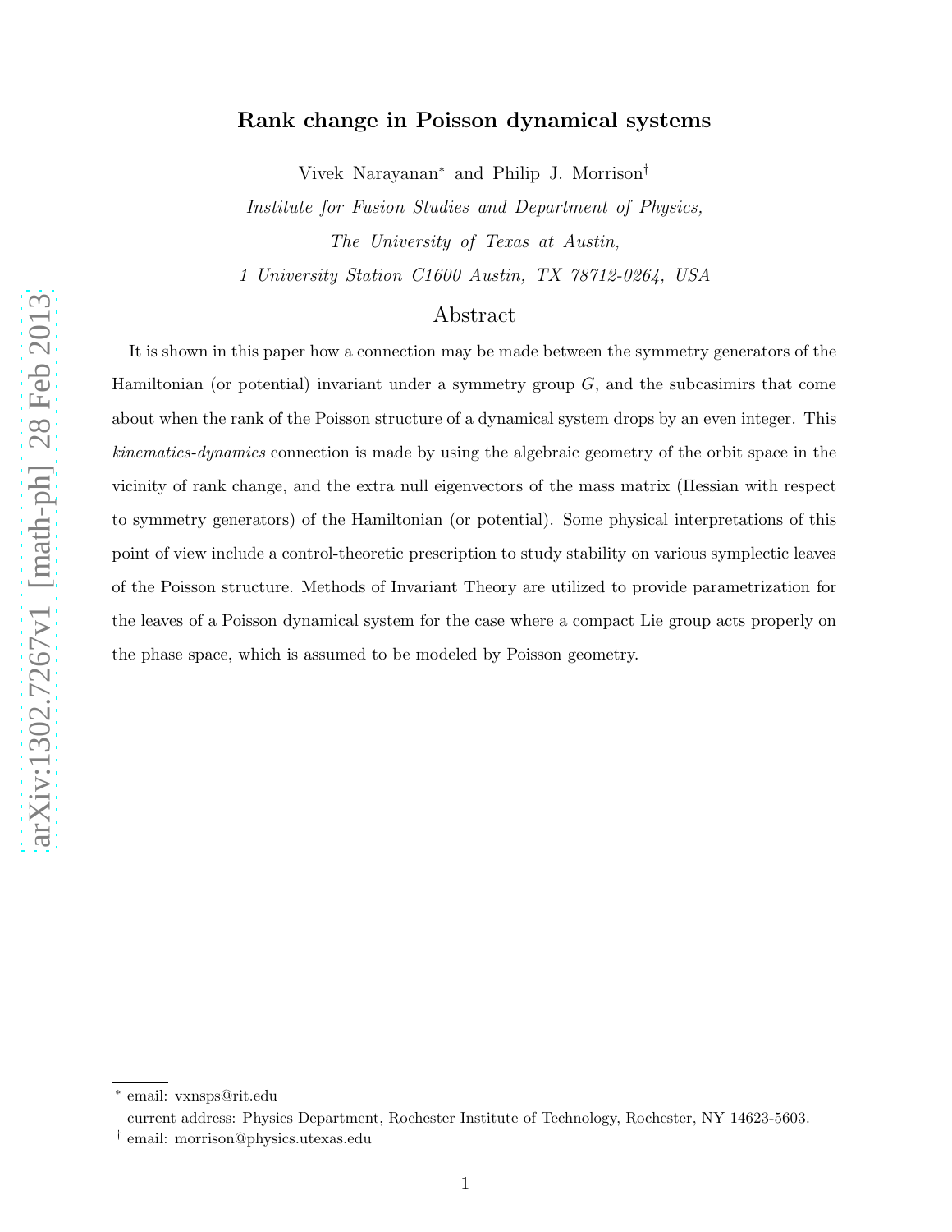# Rank change in Poisson dynamical systems

Vivek Narayanan* and Philip J. Morrison†

*Institute for Fusion Studies and Department of Physics,*
*The University of Texas at Austin,*
*1 University Station C1600 Austin, TX 78712-0264, USA*

## Abstract

It is shown in this paper how a connection may be made between the symmetry generators of the Hamiltonian (or potential) invariant under a symmetry group $G$, and the subcasimirs that come about when the rank of the Poisson structure of a dynamical system drops by an even integer. This *kinematics-dynamics* connection is made by using the algebraic geometry of the orbit space in the vicinity of rank change, and the extra null eigenvectors of the mass matrix (Hessian with respect to symmetry generators) of the Hamiltonian (or potential). Some physical interpretations of this point of view include a control-theoretic prescription to study stability on various symplectic leaves of the Poisson structure. Methods of Invariant Theory are utilized to provide parametrization for the leaves of a Poisson dynamical system for the case where a compact Lie group acts properly on the phase space, which is assumed to be modeled by Poisson geometry.

---

* email: vxnsps@rit.edu
current address: Physics Department, Rochester Institute of Technology, Rochester, NY 14623-5603.

† email: morrison@physics.utexas.edu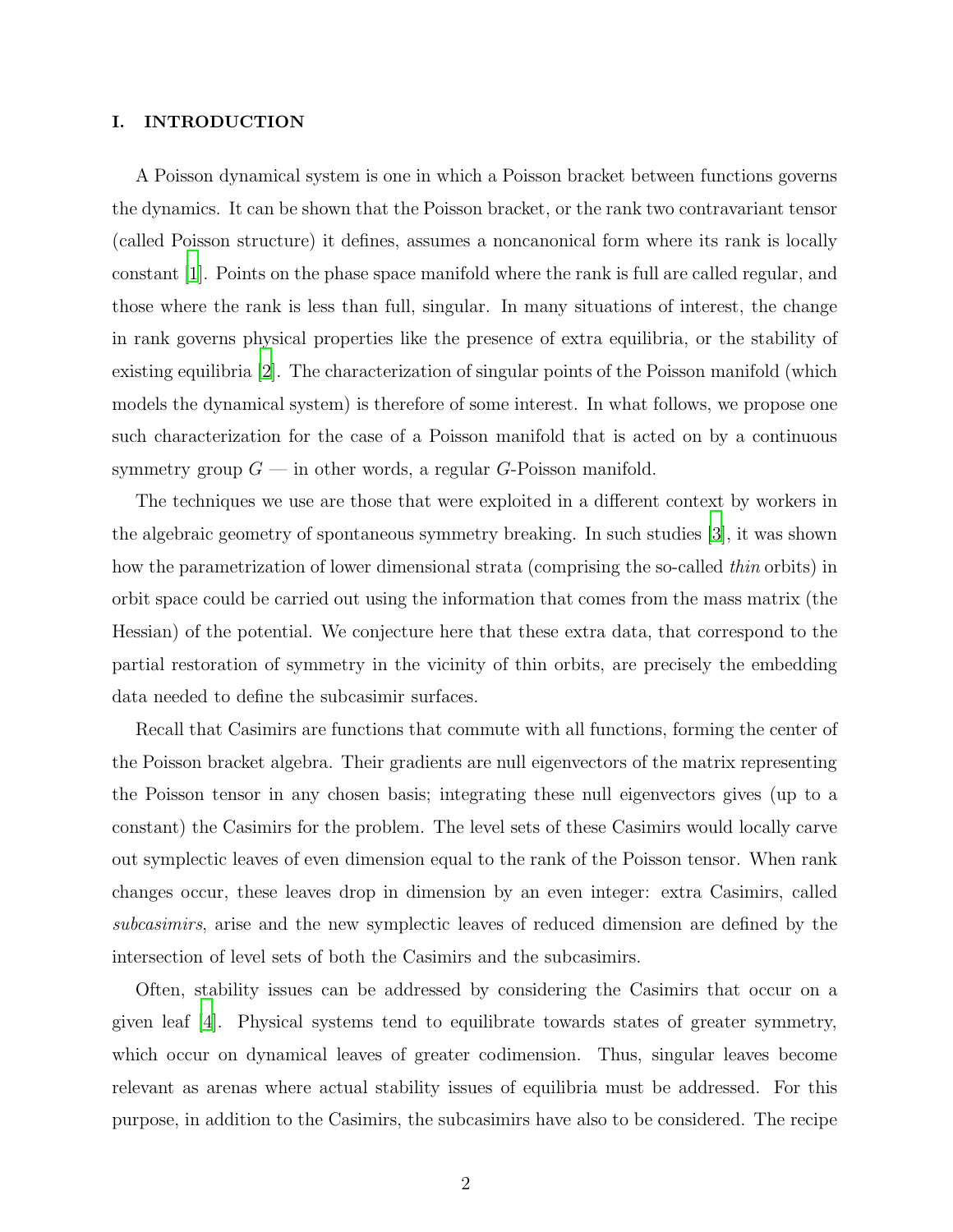## I. INTRODUCTION

A Poisson dynamical system is one in which a Poisson bracket between functions governs the dynamics. It can be shown that the Poisson bracket, or the rank two contravariant tensor (called Poisson structure) it defines, assumes a noncanonical form where its rank is locally constant [1]. Points on the phase space manifold where the rank is full are called regular, and those where the rank is less than full, singular. In many situations of interest, the change in rank governs physical properties like the presence of extra equilibria, or the stability of existing equilibria [2]. The characterization of singular points of the Poisson manifold (which models the dynamical system) is therefore of some interest. In what follows, we propose one such characterization for the case of a Poisson manifold that is acted on by a continuous symmetry group $G$ — in other words, a regular $G$-Poisson manifold.

The techniques we use are those that were exploited in a different context by workers in the algebraic geometry of spontaneous symmetry breaking. In such studies [3], it was shown how the parametrization of lower dimensional strata (comprising the so-called *thin* orbits) in orbit space could be carried out using the information that comes from the mass matrix (the Hessian) of the potential. We conjecture here that these extra data, that correspond to the partial restoration of symmetry in the vicinity of thin orbits, are precisely the embedding data needed to define the subcasimir surfaces.

Recall that Casimirs are functions that commute with all functions, forming the center of the Poisson bracket algebra. Their gradients are null eigenvectors of the matrix representing the Poisson tensor in any chosen basis; integrating these null eigenvectors gives (up to a constant) the Casimirs for the problem. The level sets of these Casimirs would locally carve out symplectic leaves of even dimension equal to the rank of the Poisson tensor. When rank changes occur, these leaves drop in dimension by an even integer: extra Casimirs, called *subcasimirs*, arise and the new symplectic leaves of reduced dimension are defined by the intersection of level sets of both the Casimirs and the subcasimirs.

Often, stability issues can be addressed by considering the Casimirs that occur on a given leaf [4]. Physical systems tend to equilibrate towards states of greater symmetry, which occur on dynamical leaves of greater codimension. Thus, singular leaves become relevant as arenas where actual stability issues of equilibria must be addressed. For this purpose, in addition to the Casimirs, the subcasimirs have also to be considered. The recipe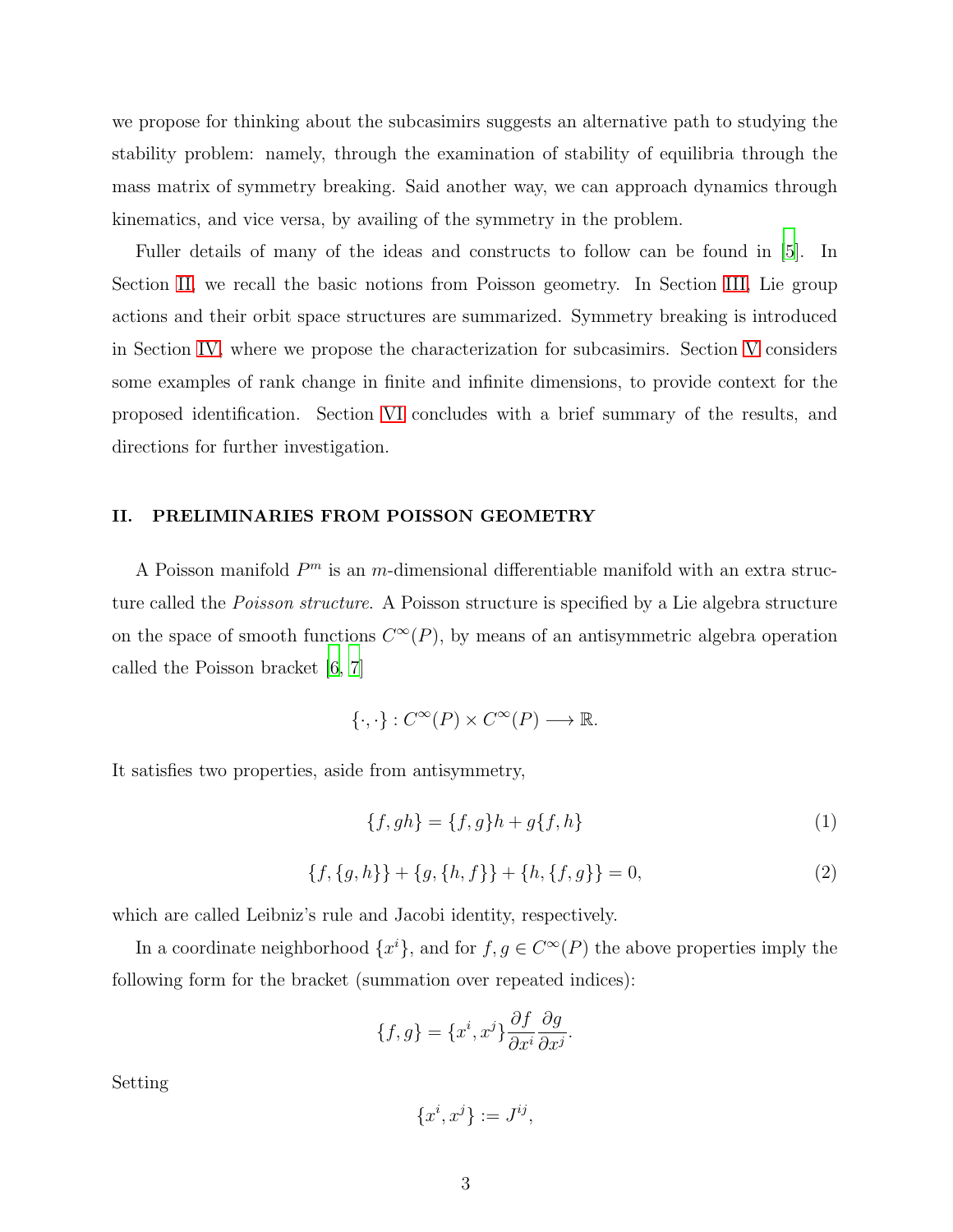we propose for thinking about the subcasimirs suggests an alternative path to studying the stability problem: namely, through the examination of stability of equilibria through the mass matrix of symmetry breaking. Said another way, we can approach dynamics through kinematics, and vice versa, by availing of the symmetry in the problem.

Fuller details of many of the ideas and constructs to follow can be found in [5]. In Section II, we recall the basic notions from Poisson geometry. In Section III, Lie group actions and their orbit space structures are summarized. Symmetry breaking is introduced in Section IV, where we propose the characterization for subcasimirs. Section V considers some examples of rank change in finite and infinite dimensions, to provide context for the proposed identification. Section VI concludes with a brief summary of the results, and directions for further investigation.

## II. PRELIMINARIES FROM POISSON GEOMETRY

A Poisson manifold $P^m$ is an $m$-dimensional differentiable manifold with an extra structure called the *Poisson structure*. A Poisson structure is specified by a Lie algebra structure on the space of smooth functions $C^\infty(P)$, by means of an antisymmetric algebra operation called the Poisson bracket [6, 7]

$$\{\cdot,\cdot\} : C^\infty(P) \times C^\infty(P) \longrightarrow \mathbb{R}.$$

It satisfies two properties, aside from antisymmetry,

$$\{f, gh\} = \{f, g\}h + g\{f, h\} \tag{1}$$

$$\{f, \{g, h\}\} + \{g, \{h, f\}\} + \{h, \{f, g\}\} = 0, \tag{2}$$

which are called Leibniz's rule and Jacobi identity, respectively.

In a coordinate neighborhood $\{x^i\}$, and for $f, g \in C^\infty(P)$ the above properties imply the following form for the bracket (summation over repeated indices):

$$\{f, g\} = \{x^i, x^j\}\frac{\partial f}{\partial x^i}\frac{\partial g}{\partial x^j}.$$

Setting

$$\{x^i, x^j\} := J^{ij},$$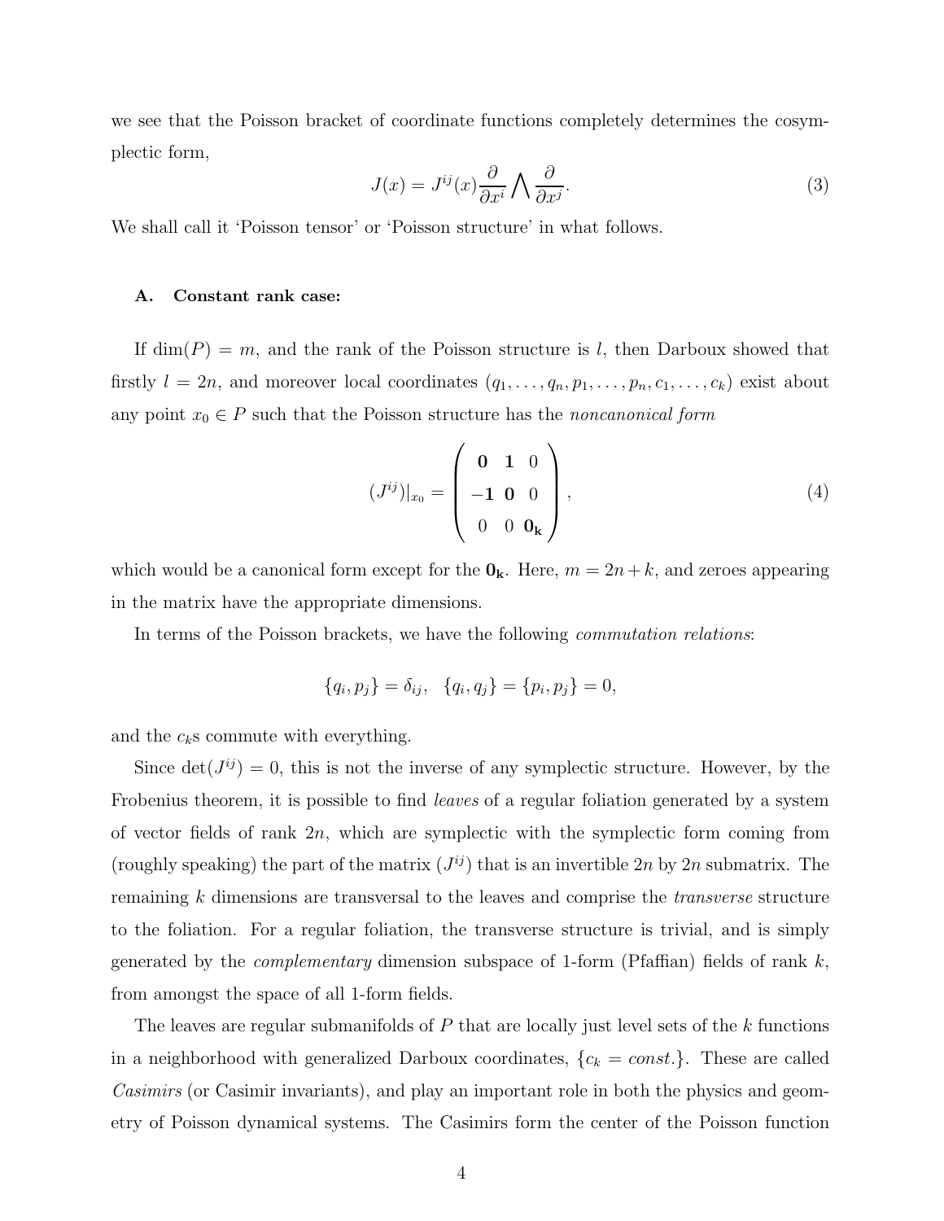we see that the Poisson bracket of coordinate functions completely determines the cosymplectic form,

$$J(x) = J^{ij}(x)\frac{\partial}{\partial x^i} \bigwedge \frac{\partial}{\partial x^j}. \tag{3}$$

We shall call it 'Poisson tensor' or 'Poisson structure' in what follows.

### A. Constant rank case:

If $\dim(P) = m$, and the rank of the Poisson structure is $l$, then Darboux showed that firstly $l = 2n$, and moreover local coordinates $(q_1, \ldots, q_n, p_1, \ldots, p_n, c_1, \ldots, c_k)$ exist about any point $x_0 \in P$ such that the Poisson structure has the *noncanonical form*

$$(J^{ij})|_{x_0} = \begin{pmatrix} \mathbf{0} & \mathbf{1} & 0 \\ -\mathbf{1} & \mathbf{0} & 0 \\ 0 & 0 & \mathbf{0_k} \end{pmatrix}, \tag{4}$$

which would be a canonical form except for the $\mathbf{0_k}$. Here, $m = 2n + k$, and zeroes appearing in the matrix have the appropriate dimensions.

In terms of the Poisson brackets, we have the following *commutation relations*:

$$\{q_i, p_j\} = \delta_{ij}, \quad \{q_i, q_j\} = \{p_i, p_j\} = 0,$$

and the $c_k$s commute with everything.

Since $\det(J^{ij}) = 0$, this is not the inverse of any symplectic structure. However, by the Frobenius theorem, it is possible to find *leaves* of a regular foliation generated by a system of vector fields of rank $2n$, which are symplectic with the symplectic form coming from (roughly speaking) the part of the matrix $(J^{ij})$ that is an invertible $2n$ by $2n$ submatrix. The remaining $k$ dimensions are transversal to the leaves and comprise the *transverse* structure to the foliation. For a regular foliation, the transverse structure is trivial, and is simply generated by the *complementary* dimension subspace of 1-form (Pfaffian) fields of rank $k$, from amongst the space of all 1-form fields.

The leaves are regular submanifolds of $P$ that are locally just level sets of the $k$ functions in a neighborhood with generalized Darboux coordinates, $\{c_k = const.\}$. These are called *Casimirs* (or Casimir invariants), and play an important role in both the physics and geometry of Poisson dynamical systems. The Casimirs form the center of the Poisson function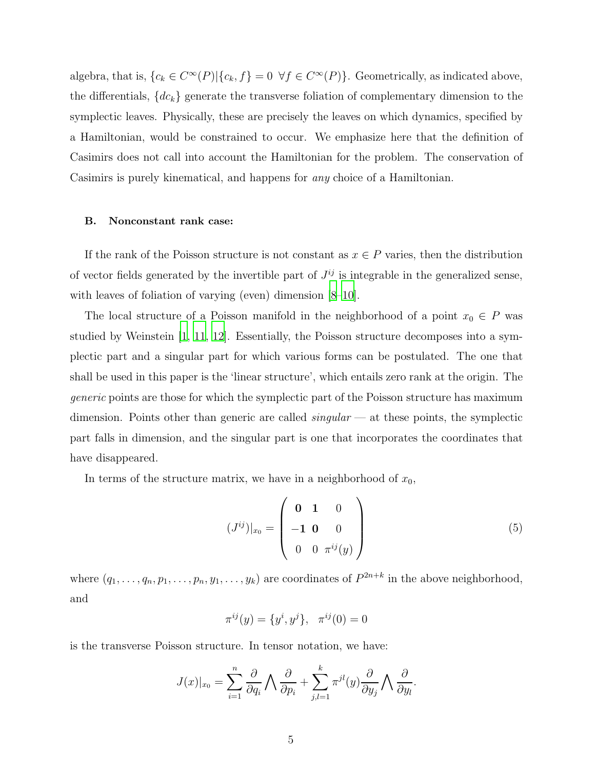algebra, that is, $\{c_k \in C^\infty(P) | \{c_k, f\} = 0 \ \forall f \in C^\infty(P)\}$. Geometrically, as indicated above, the differentials, $\{dc_k\}$ generate the transverse foliation of complementary dimension to the symplectic leaves. Physically, these are precisely the leaves on which dynamics, specified by a Hamiltonian, would be constrained to occur. We emphasize here that the definition of Casimirs does not call into account the Hamiltonian for the problem. The conservation of Casimirs is purely kinematical, and happens for *any* choice of a Hamiltonian.

### B. Nonconstant rank case:

If the rank of the Poisson structure is not constant as $x \in P$ varies, then the distribution of vector fields generated by the invertible part of $J^{ij}$ is integrable in the generalized sense, with leaves of foliation of varying (even) dimension [8–10].

The local structure of a Poisson manifold in the neighborhood of a point $x_0 \in P$ was studied by Weinstein [1, 11, 12]. Essentially, the Poisson structure decomposes into a symplectic part and a singular part for which various forms can be postulated. The one that shall be used in this paper is the 'linear structure', which entails zero rank at the origin. The *generic* points are those for which the symplectic part of the Poisson structure has maximum dimension. Points other than generic are called *singular* — at these points, the symplectic part falls in dimension, and the singular part is one that incorporates the coordinates that have disappeared.

In terms of the structure matrix, we have in a neighborhood of $x_0$,

$$(J^{ij})|_{x_0} = \begin{pmatrix} \mathbf{0} & \mathbf{1} & 0 \\ -\mathbf{1} & \mathbf{0} & 0 \\ 0 & 0 & \pi^{ij}(y) \end{pmatrix} \tag{5}$$

where $(q_1, \ldots, q_n, p_1, \ldots, p_n, y_1, \ldots, y_k)$ are coordinates of $P^{2n+k}$ in the above neighborhood, and

$$\pi^{ij}(y) = \{y^i, y^j\}, \quad \pi^{ij}(0) = 0$$

is the transverse Poisson structure. In tensor notation, we have:

$$J(x)|_{x_0} = \sum_{i=1}^{n} \frac{\partial}{\partial q_i} \bigwedge \frac{\partial}{\partial p_i} + \sum_{j,l=1}^{k} \pi^{jl}(y) \frac{\partial}{\partial y_j} \bigwedge \frac{\partial}{\partial y_l}.$$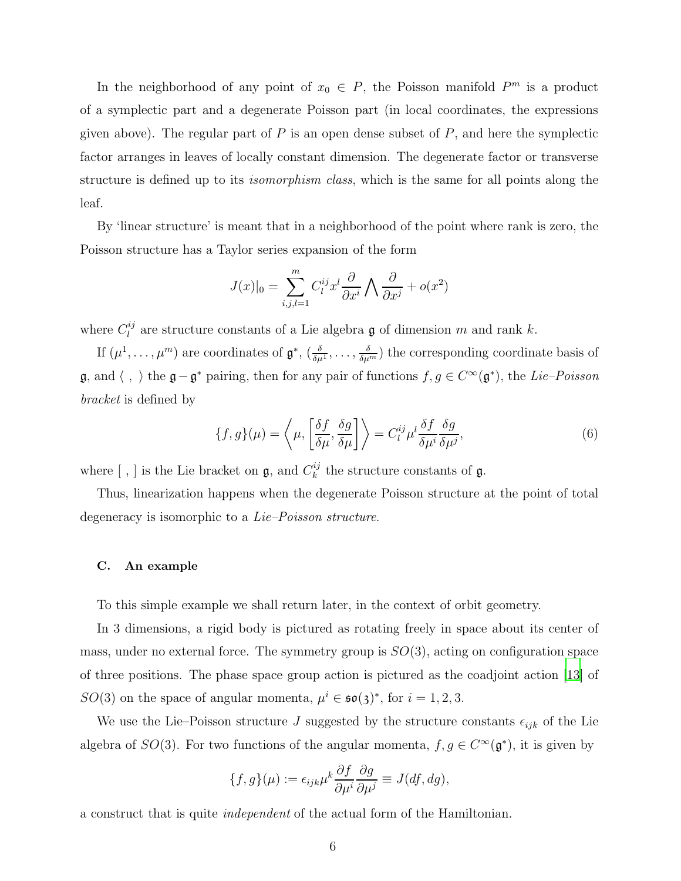In the neighborhood of any point of $x_0 \in P$, the Poisson manifold $P^m$ is a product of a symplectic part and a degenerate Poisson part (in local coordinates, the expressions given above). The regular part of $P$ is an open dense subset of $P$, and here the symplectic factor arranges in leaves of locally constant dimension. The degenerate factor or transverse structure is defined up to its *isomorphism class*, which is the same for all points along the leaf.

By 'linear structure' is meant that in a neighborhood of the point where rank is zero, the Poisson structure has a Taylor series expansion of the form

$$J(x)|_0 = \sum_{i,j,l=1}^{m} C_l^{ij} x^l \frac{\partial}{\partial x^i} \bigwedge \frac{\partial}{\partial x^j} + o(x^2)$$

where $C_l^{ij}$ are structure constants of a Lie algebra $\mathfrak{g}$ of dimension $m$ and rank $k$.

If $(\mu^1, \ldots, \mu^m)$ are coordinates of $\mathfrak{g}^*$, $(\frac{\delta}{\delta\mu^1}, \ldots, \frac{\delta}{\delta\mu^m})$ the corresponding coordinate basis of $\mathfrak{g}$, and $\langle\ ,\ \rangle$ the $\mathfrak{g} - \mathfrak{g}^*$ pairing, then for any pair of functions $f, g \in C^\infty(\mathfrak{g}^*)$, the *Lie–Poisson bracket* is defined by

$$\{f, g\}(\mu) = \left\langle \mu, \left[\frac{\delta f}{\delta \mu}, \frac{\delta g}{\delta \mu}\right] \right\rangle = C_l^{ij} \mu^l \frac{\delta f}{\delta \mu^i} \frac{\delta g}{\delta \mu^j}, \tag{6}$$

where $[\ ,\ ]$ is the Lie bracket on $\mathfrak{g}$, and $C_k^{ij}$ the structure constants of $\mathfrak{g}$.

Thus, linearization happens when the degenerate Poisson structure at the point of total degeneracy is isomorphic to a *Lie–Poisson structure*.

### C. An example

To this simple example we shall return later, in the context of orbit geometry.

In 3 dimensions, a rigid body is pictured as rotating freely in space about its center of mass, under no external force. The symmetry group is $SO(3)$, acting on configuration space of three positions. The phase space group action is pictured as the coadjoint action [13] of $SO(3)$ on the space of angular momenta, $\mu^i \in \mathfrak{so}(3)^*$, for $i = 1, 2, 3$.

We use the Lie–Poisson structure $J$ suggested by the structure constants $\epsilon_{ijk}$ of the Lie algebra of $SO(3)$. For two functions of the angular momenta, $f, g \in C^\infty(\mathfrak{g}^*)$, it is given by

$$\{f, g\}(\mu) := \epsilon_{ijk} \mu^k \frac{\partial f}{\partial \mu^i} \frac{\partial g}{\partial \mu^j} \equiv J(df, dg),$$

a construct that is quite *independent* of the actual form of the Hamiltonian.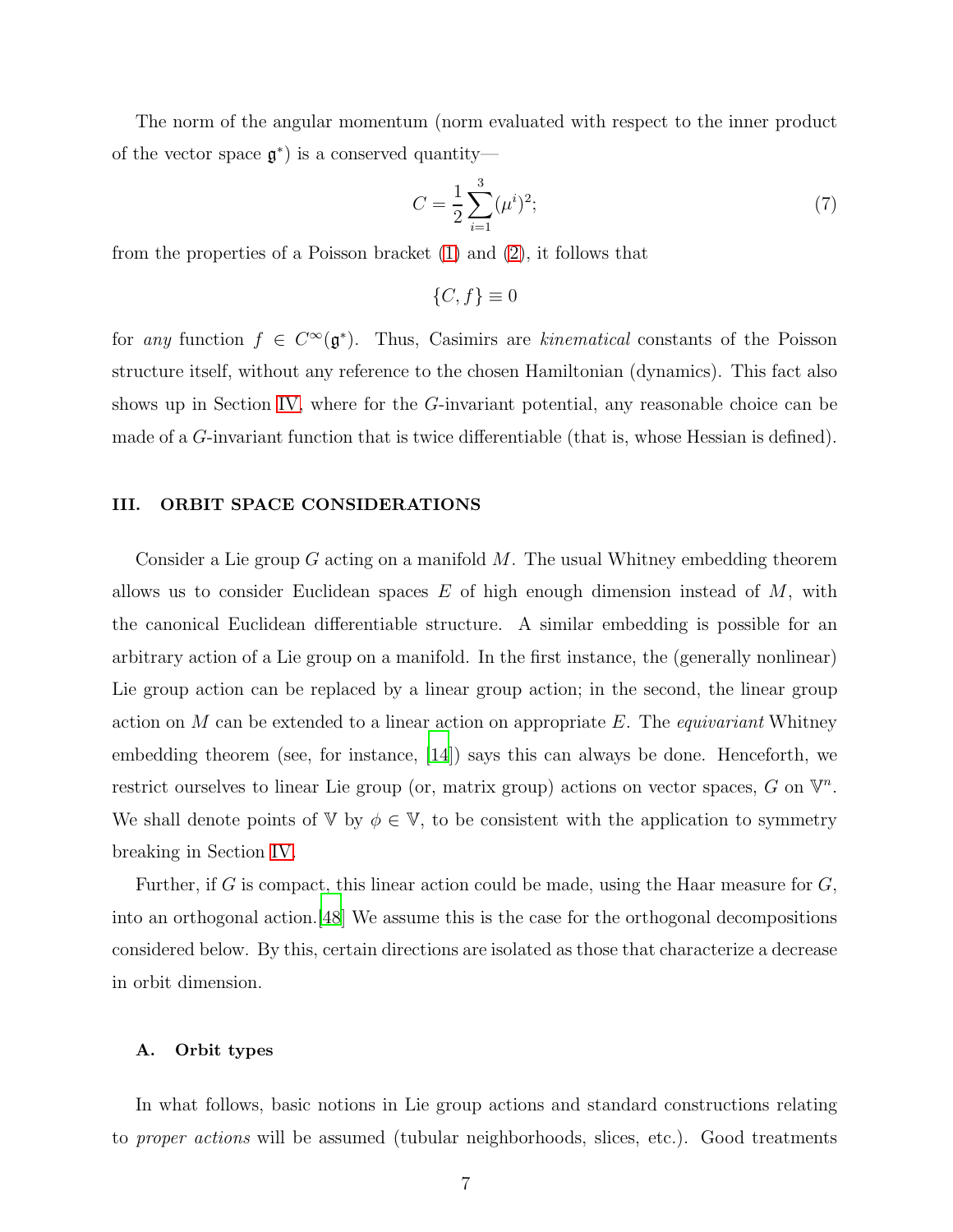The norm of the angular momentum (norm evaluated with respect to the inner product of the vector space $\mathfrak{g}^*$) is a conserved quantity—

$$C = \frac{1}{2}\sum_{i=1}^{3}(\mu^i)^2; \tag{7}$$

from the properties of a Poisson bracket (1) and (2), it follows that

$$\{C, f\} \equiv 0$$

for *any* function $f \in C^\infty(\mathfrak{g}^*)$. Thus, Casimirs are *kinematical* constants of the Poisson structure itself, without any reference to the chosen Hamiltonian (dynamics). This fact also shows up in Section IV, where for the $G$-invariant potential, any reasonable choice can be made of a $G$-invariant function that is twice differentiable (that is, whose Hessian is defined).

## III. ORBIT SPACE CONSIDERATIONS

Consider a Lie group $G$ acting on a manifold $M$. The usual Whitney embedding theorem allows us to consider Euclidean spaces $E$ of high enough dimension instead of $M$, with the canonical Euclidean differentiable structure. A similar embedding is possible for an arbitrary action of a Lie group on a manifold. In the first instance, the (generally nonlinear) Lie group action can be replaced by a linear group action; in the second, the linear group action on $M$ can be extended to a linear action on appropriate $E$. The *equivariant* Whitney embedding theorem (see, for instance, [14]) says this can always be done. Henceforth, we restrict ourselves to linear Lie group (or, matrix group) actions on vector spaces, $G$ on $\mathbb{V}^n$. We shall denote points of $\mathbb{V}$ by $\phi \in \mathbb{V}$, to be consistent with the application to symmetry breaking in Section IV.

Further, if $G$ is compact, this linear action could be made, using the Haar measure for $G$, into an orthogonal action.[48] We assume this is the case for the orthogonal decompositions considered below. By this, certain directions are isolated as those that characterize a decrease in orbit dimension.

### A. Orbit types

In what follows, basic notions in Lie group actions and standard constructions relating to *proper actions* will be assumed (tubular neighborhoods, slices, etc.). Good treatments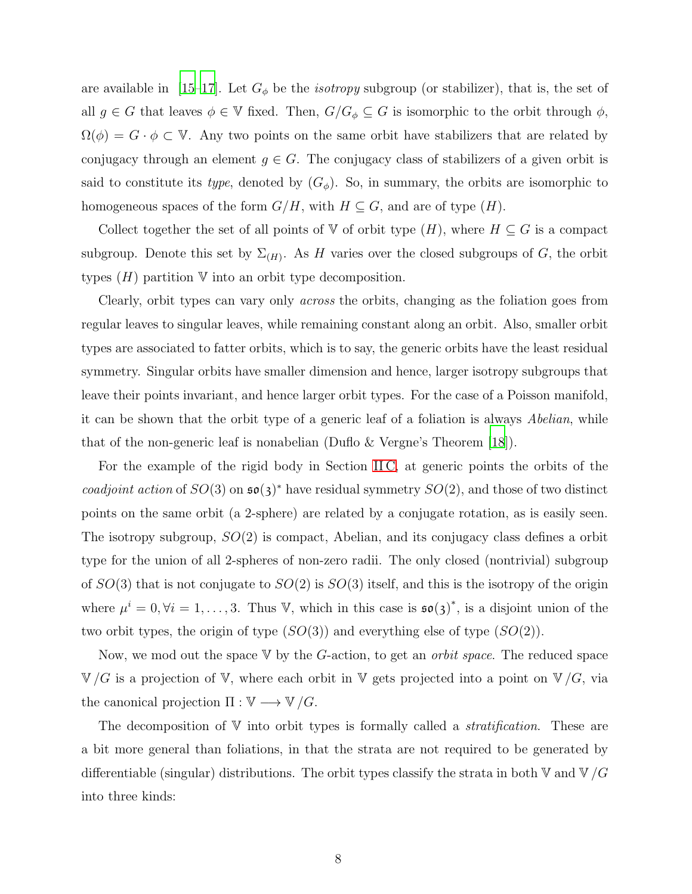are available in [15–17]. Let $G_\phi$ be the *isotropy* subgroup (or stabilizer), that is, the set of all $g \in G$ that leaves $\phi \in \mathbb{V}$ fixed. Then, $G/G_\phi \subseteq G$ is isomorphic to the orbit through $\phi$, $\Omega(\phi) = G \cdot \phi \subset \mathbb{V}$. Any two points on the same orbit have stabilizers that are related by conjugacy through an element $g \in G$. The conjugacy class of stabilizers of a given orbit is said to constitute its *type*, denoted by $(G_\phi)$. So, in summary, the orbits are isomorphic to homogeneous spaces of the form $G/H$, with $H \subseteq G$, and are of type $(H)$.

Collect together the set of all points of $\mathbb{V}$ of orbit type $(H)$, where $H \subseteq G$ is a compact subgroup. Denote this set by $\Sigma_{(H)}$. As $H$ varies over the closed subgroups of $G$, the orbit types $(H)$ partition $\mathbb{V}$ into an orbit type decomposition.

Clearly, orbit types can vary only *across* the orbits, changing as the foliation goes from regular leaves to singular leaves, while remaining constant along an orbit. Also, smaller orbit types are associated to fatter orbits, which is to say, the generic orbits have the least residual symmetry. Singular orbits have smaller dimension and hence, larger isotropy subgroups that leave their points invariant, and hence larger orbit types. For the case of a Poisson manifold, it can be shown that the orbit type of a generic leaf of a foliation is always *Abelian*, while that of the non-generic leaf is nonabelian (Duflo & Vergne's Theorem [18]).

For the example of the rigid body in Section II C, at generic points the orbits of the *coadjoint action* of $SO(3)$ on $\mathfrak{so}(3)^*$ have residual symmetry $SO(2)$, and those of two distinct points on the same orbit (a 2-sphere) are related by a conjugate rotation, as is easily seen. The isotropy subgroup, $SO(2)$ is compact, Abelian, and its conjugacy class defines a orbit type for the union of all 2-spheres of non-zero radii. The only closed (nontrivial) subgroup of $SO(3)$ that is not conjugate to $SO(2)$ is $SO(3)$ itself, and this is the isotropy of the origin where $\mu^i = 0, \forall i = 1, \ldots, 3$. Thus $\mathbb{V}$, which in this case is $\mathfrak{so}(3)^*$, is a disjoint union of the two orbit types, the origin of type $(SO(3))$ and everything else of type $(SO(2))$.

Now, we mod out the space $\mathbb{V}$ by the $G$-action, to get an *orbit space*. The reduced space $\mathbb{V}/G$ is a projection of $\mathbb{V}$, where each orbit in $\mathbb{V}$ gets projected into a point on $\mathbb{V}/G$, via the canonical projection $\Pi : \mathbb{V} \longrightarrow \mathbb{V}/G$.

The decomposition of $\mathbb{V}$ into orbit types is formally called a *stratification*. These are a bit more general than foliations, in that the strata are not required to be generated by differentiable (singular) distributions. The orbit types classify the strata in both $\mathbb{V}$ and $\mathbb{V}/G$ into three kinds: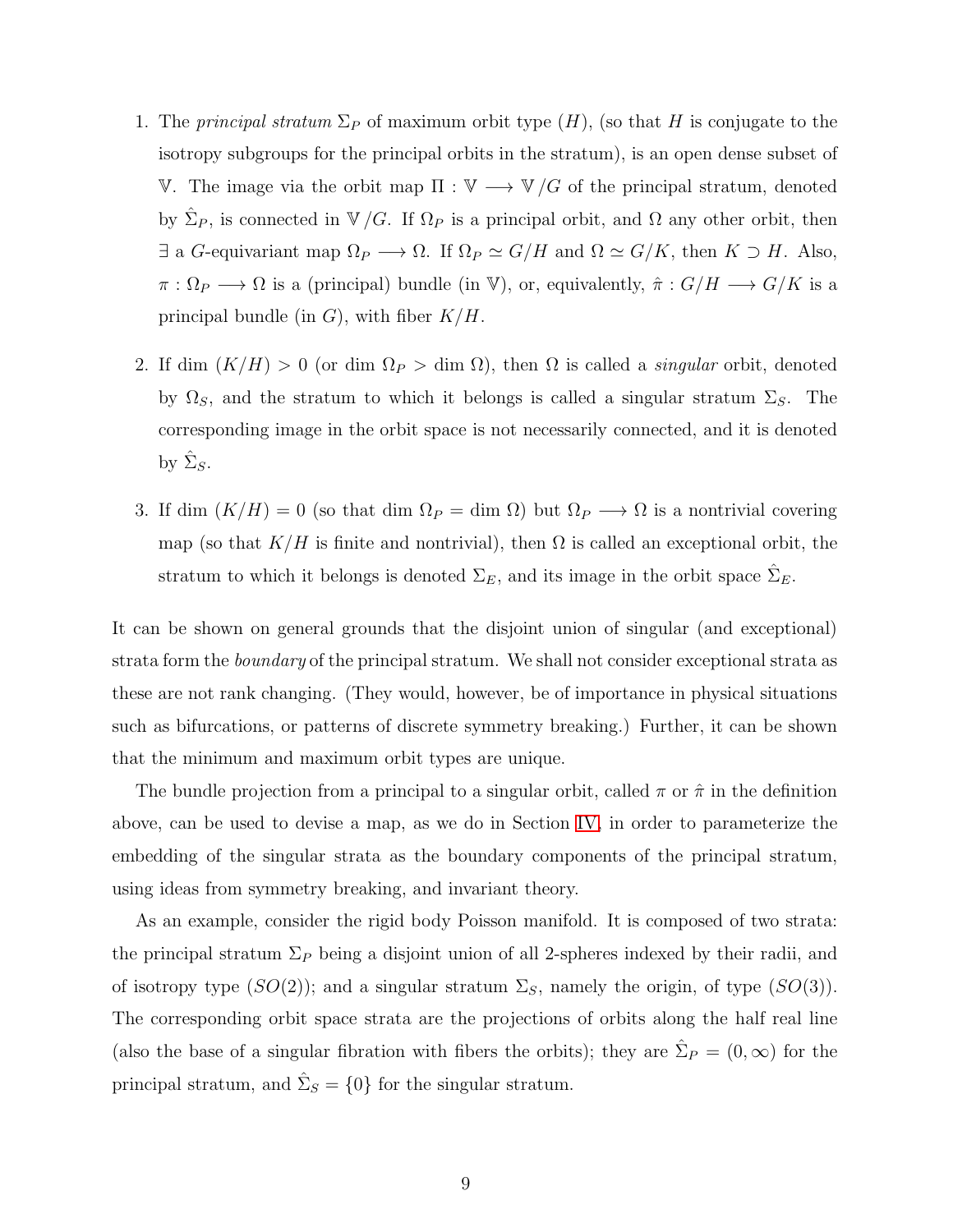1. The *principal stratum* $\Sigma_P$ of maximum orbit type $(H)$, (so that $H$ is conjugate to the isotropy subgroups for the principal orbits in the stratum), is an open dense subset of $\mathbb{V}$. The image via the orbit map $\Pi : \mathbb{V} \longrightarrow \mathbb{V}/G$ of the principal stratum, denoted by $\hat{\Sigma}_P$, is connected in $\mathbb{V}/G$. If $\Omega_P$ is a principal orbit, and $\Omega$ any other orbit, then $\exists$ a $G$-equivariant map $\Omega_P \longrightarrow \Omega$. If $\Omega_P \simeq G/H$ and $\Omega \simeq G/K$, then $K \supset H$. Also, $\pi : \Omega_P \longrightarrow \Omega$ is a (principal) bundle (in $\mathbb{V}$), or, equivalently, $\hat{\pi} : G/H \longrightarrow G/K$ is a principal bundle (in $G$), with fiber $K/H$.

2. If dim $(K/H) > 0$ (or dim $\Omega_P >$ dim $\Omega$), then $\Omega$ is called a *singular* orbit, denoted by $\Omega_S$, and the stratum to which it belongs is called a singular stratum $\Sigma_S$. The corresponding image in the orbit space is not necessarily connected, and it is denoted by $\hat{\Sigma}_S$.

3. If dim $(K/H) = 0$ (so that dim $\Omega_P =$ dim $\Omega$) but $\Omega_P \longrightarrow \Omega$ is a nontrivial covering map (so that $K/H$ is finite and nontrivial), then $\Omega$ is called an exceptional orbit, the stratum to which it belongs is denoted $\Sigma_E$, and its image in the orbit space $\hat{\Sigma}_E$.

It can be shown on general grounds that the disjoint union of singular (and exceptional) strata form the *boundary* of the principal stratum. We shall not consider exceptional strata as these are not rank changing. (They would, however, be of importance in physical situations such as bifurcations, or patterns of discrete symmetry breaking.) Further, it can be shown that the minimum and maximum orbit types are unique.

The bundle projection from a principal to a singular orbit, called $\pi$ or $\hat{\pi}$ in the definition above, can be used to devise a map, as we do in Section IV, in order to parameterize the embedding of the singular strata as the boundary components of the principal stratum, using ideas from symmetry breaking, and invariant theory.

As an example, consider the rigid body Poisson manifold. It is composed of two strata: the principal stratum $\Sigma_P$ being a disjoint union of all 2-spheres indexed by their radii, and of isotropy type $(SO(2))$; and a singular stratum $\Sigma_S$, namely the origin, of type $(SO(3))$. The corresponding orbit space strata are the projections of orbits along the half real line (also the base of a singular fibration with fibers the orbits); they are $\hat{\Sigma}_P = (0, \infty)$ for the principal stratum, and $\hat{\Sigma}_S = \{0\}$ for the singular stratum.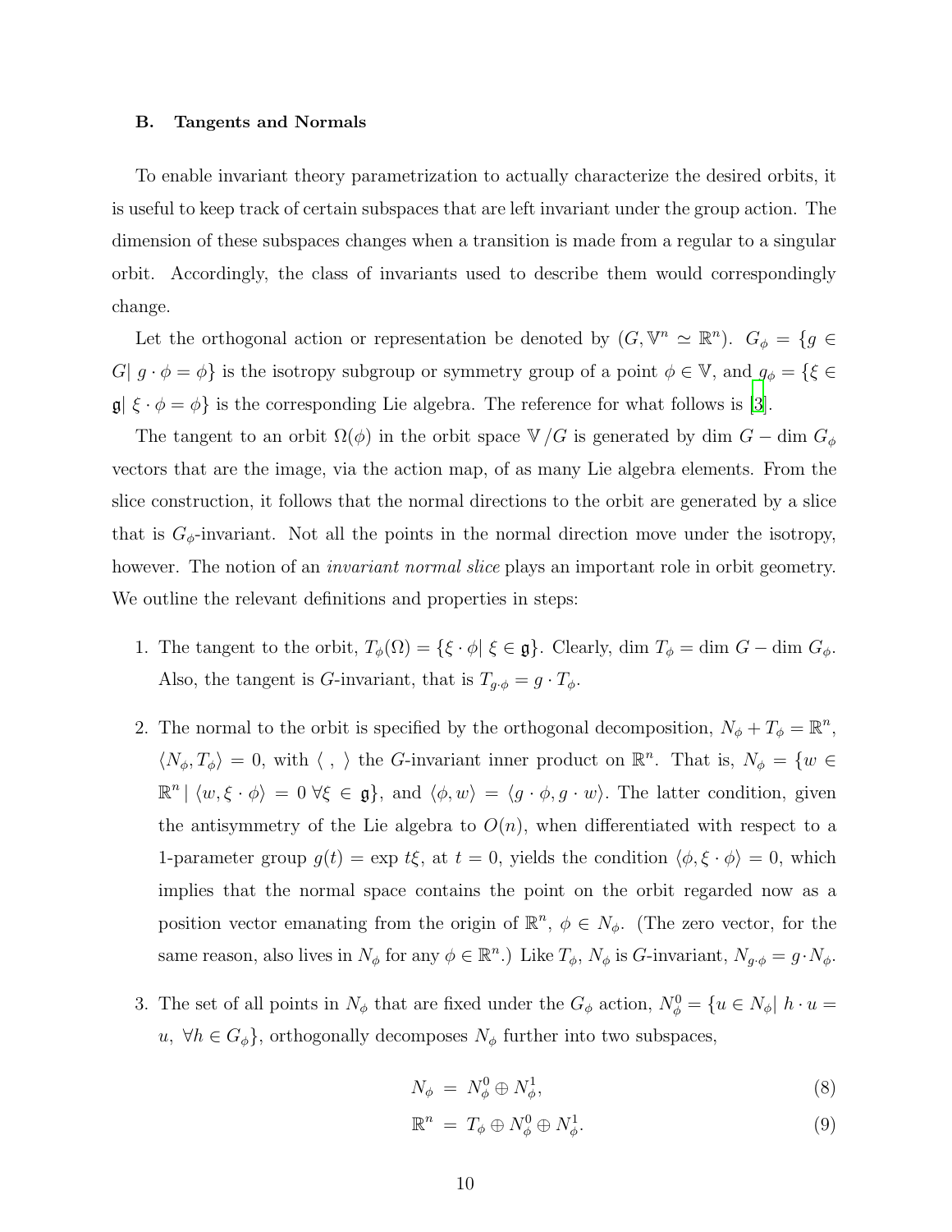### B. Tangents and Normals

To enable invariant theory parametrization to actually characterize the desired orbits, it is useful to keep track of certain subspaces that are left invariant under the group action. The dimension of these subspaces changes when a transition is made from a regular to a singular orbit. Accordingly, the class of invariants used to describe them would correspondingly change.

Let the orthogonal action or representation be denoted by $(G, \mathbb{V}^n \simeq \mathbb{R}^n)$. $G_\phi = \{g \in G|\ g \cdot \phi = \phi\}$ is the isotropy subgroup or symmetry group of a point $\phi \in \mathbb{V}$, and $g_\phi = \{\xi \in \mathfrak{g}|\ \xi \cdot \phi = \phi\}$ is the corresponding Lie algebra. The reference for what follows is [3].

The tangent to an orbit $\Omega(\phi)$ in the orbit space $\mathbb{V}/G$ is generated by $\dim G - \dim G_\phi$ vectors that are the image, via the action map, of as many Lie algebra elements. From the slice construction, it follows that the normal directions to the orbit are generated by a slice that is $G_\phi$-invariant. Not all the points in the normal direction move under the isotropy, however. The notion of an *invariant normal slice* plays an important role in orbit geometry. We outline the relevant definitions and properties in steps:

1. The tangent to the orbit, $T_\phi(\Omega) = \{\xi \cdot \phi|\ \xi \in \mathfrak{g}\}$. Clearly, $\dim T_\phi = \dim G - \dim G_\phi$. Also, the tangent is $G$-invariant, that is $T_{g \cdot \phi} = g \cdot T_\phi$.

2. The normal to the orbit is specified by the orthogonal decomposition, $N_\phi + T_\phi = \mathbb{R}^n$, $\langle N_\phi, T_\phi \rangle = 0$, with $\langle\ ,\ \rangle$ the $G$-invariant inner product on $\mathbb{R}^n$. That is, $N_\phi = \{w \in \mathbb{R}^n \mid \langle w, \xi \cdot \phi \rangle = 0\ \forall \xi \in \mathfrak{g}\}$, and $\langle \phi, w \rangle = \langle g \cdot \phi, g \cdot w \rangle$. The latter condition, given the antisymmetry of the Lie algebra to $O(n)$, when differentiated with respect to a 1-parameter group $g(t) = \exp t\xi$, at $t = 0$, yields the condition $\langle \phi, \xi \cdot \phi \rangle = 0$, which implies that the normal space contains the point on the orbit regarded now as a position vector emanating from the origin of $\mathbb{R}^n$, $\phi \in N_\phi$. (The zero vector, for the same reason, also lives in $N_\phi$ for any $\phi \in \mathbb{R}^n$.) Like $T_\phi$, $N_\phi$ is $G$-invariant, $N_{g \cdot \phi} = g \cdot N_\phi$.

3. The set of all points in $N_\phi$ that are fixed under the $G_\phi$ action, $N_\phi^0 = \{u \in N_\phi|\ h \cdot u = u,\ \forall h \in G_\phi\}$, orthogonally decomposes $N_\phi$ further into two subspaces,

$$N_\phi = N_\phi^0 \oplus N_\phi^1, \tag{8}$$

$$\mathbb{R}^n = T_\phi \oplus N_\phi^0 \oplus N_\phi^1. \tag{9}$$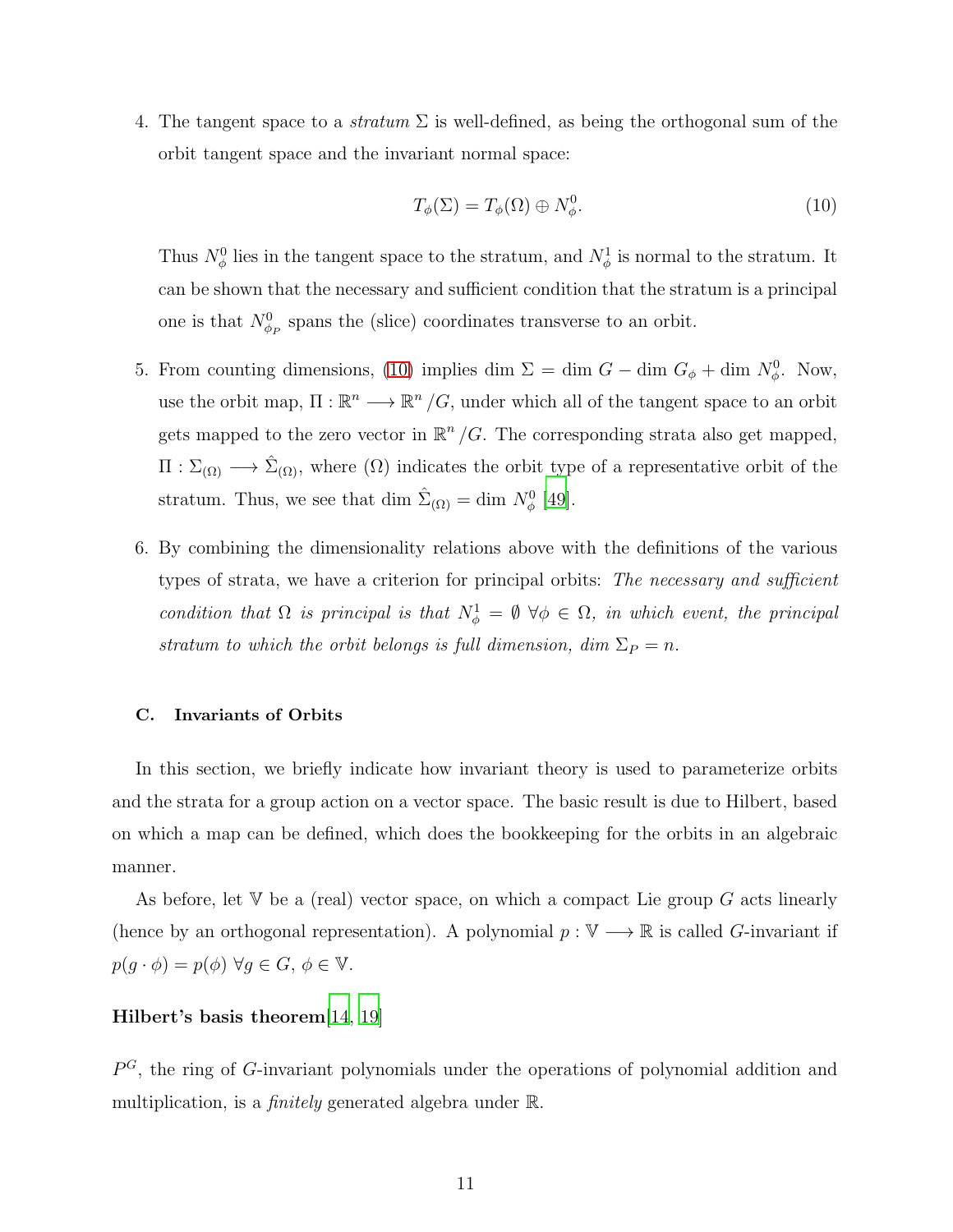4. The tangent space to a *stratum* $\Sigma$ is well-defined, as being the orthogonal sum of the orbit tangent space and the invariant normal space:

$$T_\phi(\Sigma) = T_\phi(\Omega) \oplus N_\phi^0. \tag{10}$$

   Thus $N_\phi^0$ lies in the tangent space to the stratum, and $N_\phi^1$ is normal to the stratum. It can be shown that the necessary and sufficient condition that the stratum is a principal one is that $N_{\phi_P}^0$ spans the (slice) coordinates transverse to an orbit.

5. From counting dimensions, (10) implies dim $\Sigma =$ dim $G -$ dim $G_\phi +$ dim $N_\phi^0$. Now, use the orbit map, $\Pi : \mathbb{R}^n \longrightarrow \mathbb{R}^n/G$, under which all of the tangent space to an orbit gets mapped to the zero vector in $\mathbb{R}^n/G$. The corresponding strata also get mapped, $\Pi : \Sigma_{(\Omega)} \longrightarrow \hat{\Sigma}_{(\Omega)}$, where $(\Omega)$ indicates the orbit type of a representative orbit of the stratum. Thus, we see that dim $\hat{\Sigma}_{(\Omega)} =$ dim $N_\phi^0$ [49].

6. By combining the dimensionality relations above with the definitions of the various types of strata, we have a criterion for principal orbits: *The necessary and sufficient condition that $\Omega$ is principal is that $N_\phi^1 = \emptyset\ \forall \phi \in \Omega$, in which event, the principal stratum to which the orbit belongs is full dimension, dim $\Sigma_P = n$.*

### C. Invariants of Orbits

In this section, we briefly indicate how invariant theory is used to parameterize orbits and the strata for a group action on a vector space. The basic result is due to Hilbert, based on which a map can be defined, which does the bookkeeping for the orbits in an algebraic manner.

As before, let $\mathbb{V}$ be a (real) vector space, on which a compact Lie group $G$ acts linearly (hence by an orthogonal representation). A polynomial $p : \mathbb{V} \longrightarrow \mathbb{R}$ is called $G$-invariant if $p(g \cdot \phi) = p(\phi)\ \forall g \in G,\ \phi \in \mathbb{V}$.

**Hilbert's basis theorem**[14, 19]

$P^G$, the ring of $G$-invariant polynomials under the operations of polynomial addition and multiplication, is a *finitely* generated algebra under $\mathbb{R}$.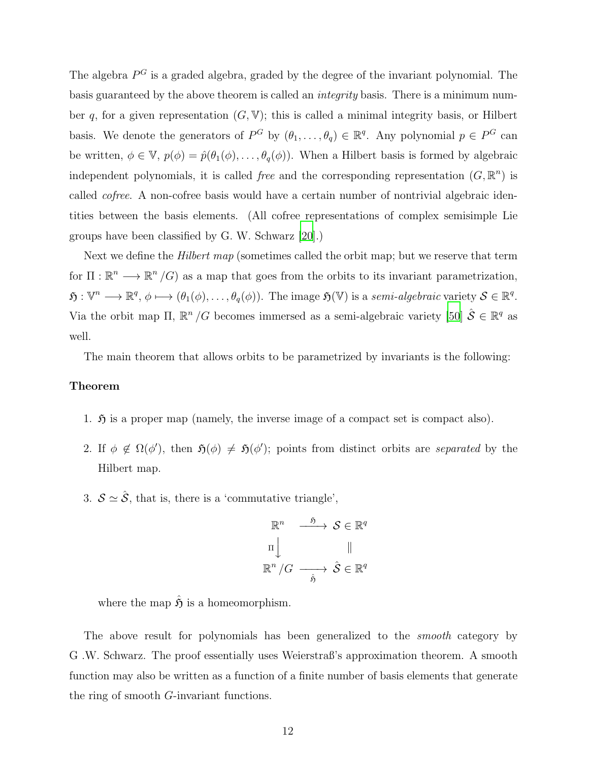The algebra $P^G$ is a graded algebra, graded by the degree of the invariant polynomial. The basis guaranteed by the above theorem is called an *integrity* basis. There is a minimum number $q$, for a given representation $(G, \mathbb{V})$; this is called a minimal integrity basis, or Hilbert basis. We denote the generators of $P^G$ by $(\theta_1, \ldots, \theta_q) \in \mathbb{R}^q$. Any polynomial $p \in P^G$ can be written, $\phi \in \mathbb{V}$, $p(\phi) = \hat{p}(\theta_1(\phi), \ldots, \theta_q(\phi))$. When a Hilbert basis is formed by algebraic independent polynomials, it is called *free* and the corresponding representation $(G, \mathbb{R}^n)$ is called *cofree*. A non-cofree basis would have a certain number of nontrivial algebraic identities between the basis elements. (All cofree representations of complex semisimple Lie groups have been classified by G. W. Schwarz [20].)

Next we define the *Hilbert map* (sometimes called the orbit map; but we reserve that term for $\Pi : \mathbb{R}^n \longrightarrow \mathbb{R}^n/G$) as a map that goes from the orbits to its invariant parametrization, $\mathfrak{H} : \mathbb{V}^n \longrightarrow \mathbb{R}^q$, $\phi \longmapsto (\theta_1(\phi), \ldots, \theta_q(\phi))$. The image $\mathfrak{H}(\mathbb{V})$ is a *semi-algebraic* variety $\mathcal{S} \in \mathbb{R}^q$. Via the orbit map $\Pi$, $\mathbb{R}^n/G$ becomes immersed as a semi-algebraic variety [50] $\hat{\mathcal{S}} \in \mathbb{R}^q$ as well.

The main theorem that allows orbits to be parametrized by invariants is the following:

**Theorem**

1. $\mathfrak{H}$ is a proper map (namely, the inverse image of a compact set is compact also).

2. If $\phi \notin \Omega(\phi')$, then $\mathfrak{H}(\phi) \neq \mathfrak{H}(\phi')$; points from distinct orbits are *separated* by the Hilbert map.

3. $\mathcal{S} \simeq \hat{\mathcal{S}}$, that is, there is a 'commutative triangle',

$$\begin{array}{ccc} \mathbb{R}^n & \xrightarrow{\mathfrak{H}} & \mathcal{S} \in \mathbb{R}^q \\ \Pi \big\downarrow & & \Vert \\ \mathbb{R}^n/G & \xrightarrow[\hat{\mathfrak{H}}]{} & \hat{\mathcal{S}} \in \mathbb{R}^q \end{array}$$

   where the map $\hat{\mathfrak{H}}$ is a homeomorphism.

The above result for polynomials has been generalized to the *smooth* category by G .W. Schwarz. The proof essentially uses Weierstraß's approximation theorem. A smooth function may also be written as a function of a finite number of basis elements that generate the ring of smooth $G$-invariant functions.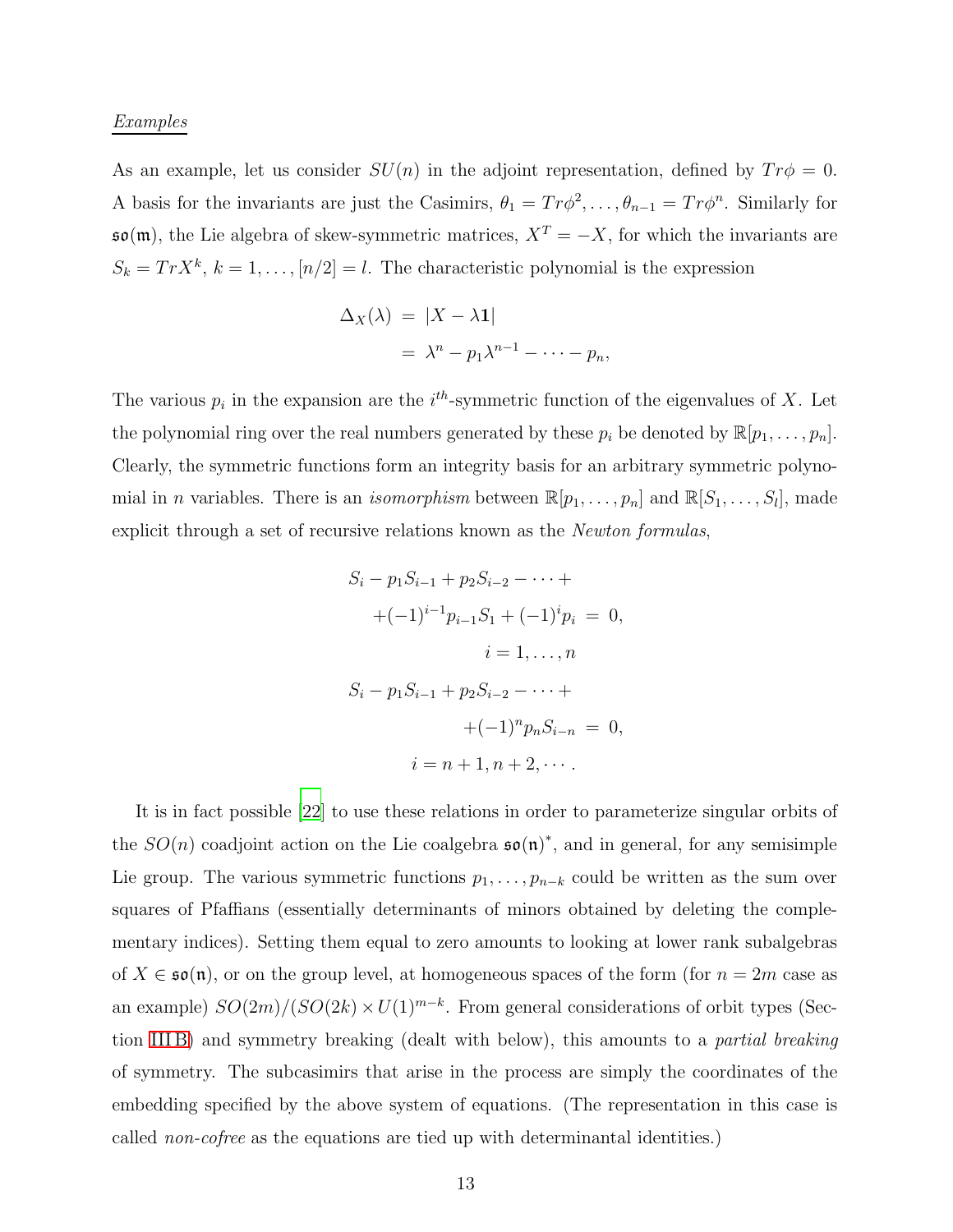*Examples*

As an example, let us consider $SU(n)$ in the adjoint representation, defined by $Tr\phi = 0$. A basis for the invariants are just the Casimirs, $\theta_1 = Tr\phi^2, \ldots, \theta_{n-1} = Tr\phi^n$. Similarly for $\mathfrak{so}(\mathfrak{m})$, the Lie algebra of skew-symmetric matrices, $X^T = -X$, for which the invariants are $S_k = TrX^k$, $k = 1, \ldots, [n/2] = l$. The characteristic polynomial is the expression

$$
\begin{aligned}
\Delta_X(\lambda) &= |X - \lambda \mathbf{1}| \\
&= \lambda^n - p_1 \lambda^{n-1} - \cdots - p_n,
\end{aligned}
$$

The various $p_i$ in the expansion are the $i^{th}$-symmetric function of the eigenvalues of $X$. Let the polynomial ring over the real numbers generated by these $p_i$ be denoted by $\mathbb{R}[p_1, \ldots, p_n]$. Clearly, the symmetric functions form an integrity basis for an arbitrary symmetric polynomial in $n$ variables. There is an *isomorphism* between $\mathbb{R}[p_1, \ldots, p_n]$ and $\mathbb{R}[S_1, \ldots, S_l]$, made explicit through a set of recursive relations known as the *Newton formulas*,

$$
\begin{aligned}
S_i - p_1 S_{i-1} + p_2 S_{i-2} - \cdots + & \\
+(-1)^{i-1} p_{i-1} S_1 + (-1)^i p_i &= 0, \\
i = 1, \ldots, n & \\
S_i - p_1 S_{i-1} + p_2 S_{i-2} - \cdots + & \\
+(-1)^n p_n S_{i-n} &= 0, \\
i = n+1, n+2, \cdots . &
\end{aligned}
$$

It is in fact possible [22] to use these relations in order to parameterize singular orbits of the $SO(n)$ coadjoint action on the Lie coalgebra $\mathfrak{so}(\mathfrak{n})^*$, and in general, for any semisimple Lie group. The various symmetric functions $p_1, \ldots, p_{n-k}$ could be written as the sum over squares of Pfaffians (essentially determinants of minors obtained by deleting the complementary indices). Setting them equal to zero amounts to looking at lower rank subalgebras of $X \in \mathfrak{so}(\mathfrak{n})$, or on the group level, at homogeneous spaces of the form (for $n = 2m$ case as an example) $SO(2m)/(SO(2k) \times U(1)^{m-k}$. From general considerations of orbit types (Section III B) and symmetry breaking (dealt with below), this amounts to a *partial breaking* of symmetry. The subcasimirs that arise in the process are simply the coordinates of the embedding specified by the above system of equations. (The representation in this case is called *non-cofree* as the equations are tied up with determinantal identities.)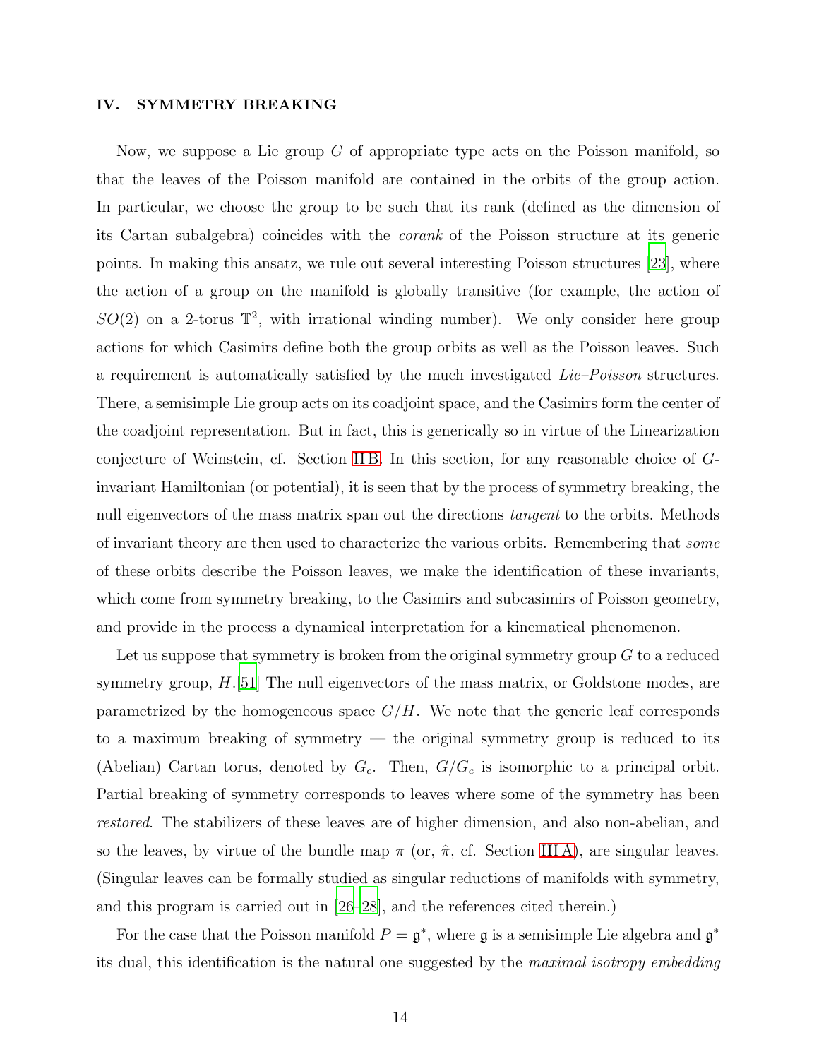## IV. SYMMETRY BREAKING

Now, we suppose a Lie group $G$ of appropriate type acts on the Poisson manifold, so that the leaves of the Poisson manifold are contained in the orbits of the group action. In particular, we choose the group to be such that its rank (defined as the dimension of its Cartan subalgebra) coincides with the *corank* of the Poisson structure at its generic points. In making this ansatz, we rule out several interesting Poisson structures [23], where the action of a group on the manifold is globally transitive (for example, the action of $SO(2)$ on a 2-torus $\mathbb{T}^2$, with irrational winding number). We only consider here group actions for which Casimirs define both the group orbits as well as the Poisson leaves. Such a requirement is automatically satisfied by the much investigated *Lie–Poisson* structures. There, a semisimple Lie group acts on its coadjoint space, and the Casimirs form the center of the coadjoint representation. But in fact, this is generically so in virtue of the Linearization conjecture of Weinstein, cf. Section II B. In this section, for any reasonable choice of $G$-invariant Hamiltonian (or potential), it is seen that by the process of symmetry breaking, the null eigenvectors of the mass matrix span out the directions *tangent* to the orbits. Methods of invariant theory are then used to characterize the various orbits. Remembering that *some* of these orbits describe the Poisson leaves, we make the identification of these invariants, which come from symmetry breaking, to the Casimirs and subcasimirs of Poisson geometry, and provide in the process a dynamical interpretation for a kinematical phenomenon.

Let us suppose that symmetry is broken from the original symmetry group $G$ to a reduced symmetry group, $H$.[51] The null eigenvectors of the mass matrix, or Goldstone modes, are parametrized by the homogeneous space $G/H$. We note that the generic leaf corresponds to a maximum breaking of symmetry — the original symmetry group is reduced to its (Abelian) Cartan torus, denoted by $G_c$. Then, $G/G_c$ is isomorphic to a principal orbit. Partial breaking of symmetry corresponds to leaves where some of the symmetry has been *restored*. The stabilizers of these leaves are of higher dimension, and also non-abelian, and so the leaves, by virtue of the bundle map $\pi$ (or, $\hat{\pi}$, cf. Section III A), are singular leaves. (Singular leaves can be formally studied as singular reductions of manifolds with symmetry, and this program is carried out in [26–28], and the references cited therein.)

For the case that the Poisson manifold $P = \mathfrak{g}^*$, where $\mathfrak{g}$ is a semisimple Lie algebra and $\mathfrak{g}^*$ its dual, this identification is the natural one suggested by the *maximal isotropy embedding*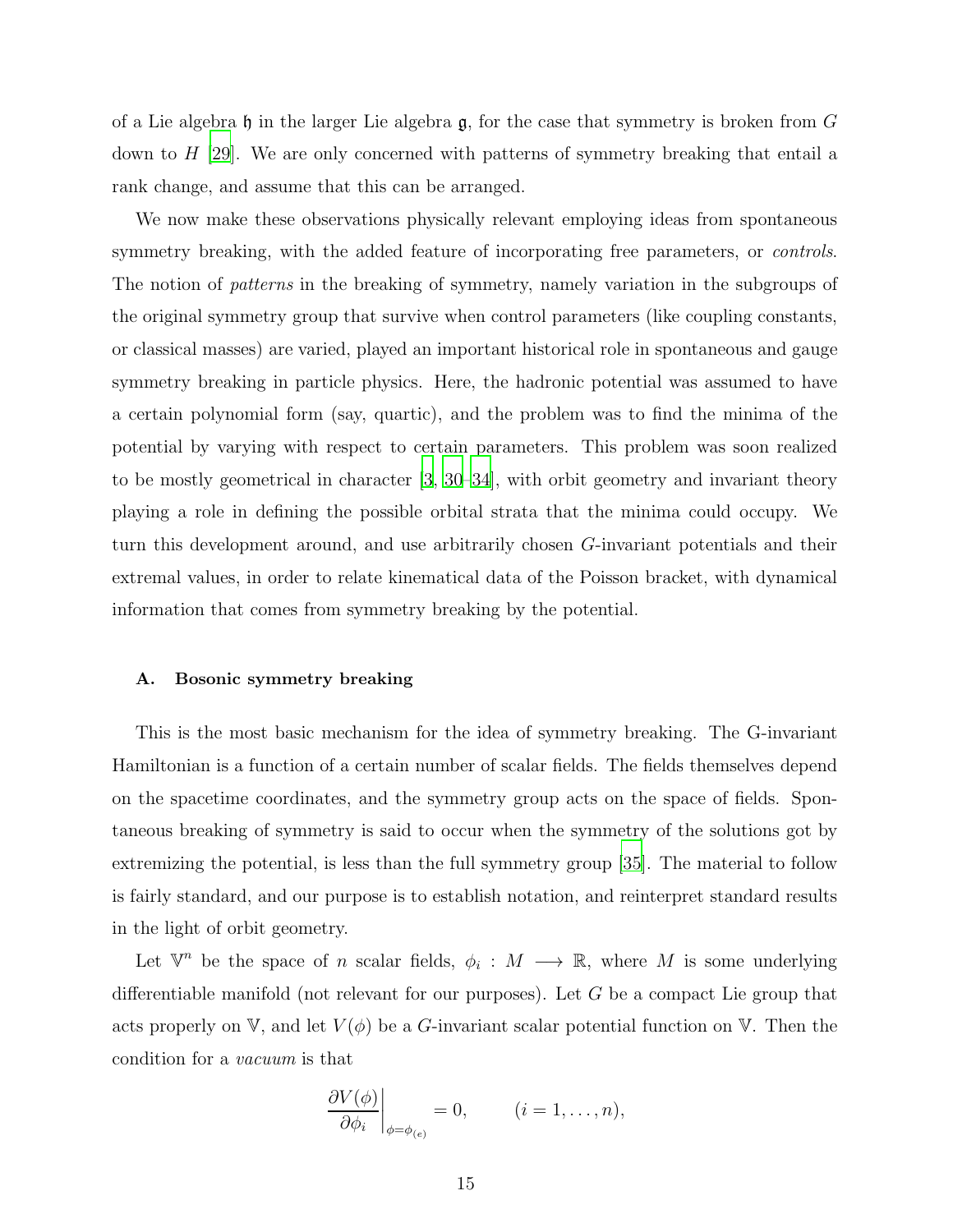of a Lie algebra $\mathfrak{h}$ in the larger Lie algebra $\mathfrak{g}$, for the case that symmetry is broken from $G$ down to $H$ [29]. We are only concerned with patterns of symmetry breaking that entail a rank change, and assume that this can be arranged.

We now make these observations physically relevant employing ideas from spontaneous symmetry breaking, with the added feature of incorporating free parameters, or *controls*. The notion of *patterns* in the breaking of symmetry, namely variation in the subgroups of the original symmetry group that survive when control parameters (like coupling constants, or classical masses) are varied, played an important historical role in spontaneous and gauge symmetry breaking in particle physics. Here, the hadronic potential was assumed to have a certain polynomial form (say, quartic), and the problem was to find the minima of the potential by varying with respect to certain parameters. This problem was soon realized to be mostly geometrical in character [3, 30–34], with orbit geometry and invariant theory playing a role in defining the possible orbital strata that the minima could occupy. We turn this development around, and use arbitrarily chosen $G$-invariant potentials and their extremal values, in order to relate kinematical data of the Poisson bracket, with dynamical information that comes from symmetry breaking by the potential.

### A. Bosonic symmetry breaking

This is the most basic mechanism for the idea of symmetry breaking. The G-invariant Hamiltonian is a function of a certain number of scalar fields. The fields themselves depend on the spacetime coordinates, and the symmetry group acts on the space of fields. Spontaneous breaking of symmetry is said to occur when the symmetry of the solutions got by extremizing the potential, is less than the full symmetry group [35]. The material to follow is fairly standard, and our purpose is to establish notation, and reinterpret standard results in the light of orbit geometry.

Let $\mathbb{V}^n$ be the space of $n$ scalar fields, $\phi_i : M \longrightarrow \mathbb{R}$, where $M$ is some underlying differentiable manifold (not relevant for our purposes). Let $G$ be a compact Lie group that acts properly on $\mathbb{V}$, and let $V(\phi)$ be a $G$-invariant scalar potential function on $\mathbb{V}$. Then the condition for a *vacuum* is that

$$\left.\frac{\partial V(\phi)}{\partial \phi_i}\right|_{\phi=\phi_{(e)}} = 0, \qquad (i = 1, \ldots, n),$$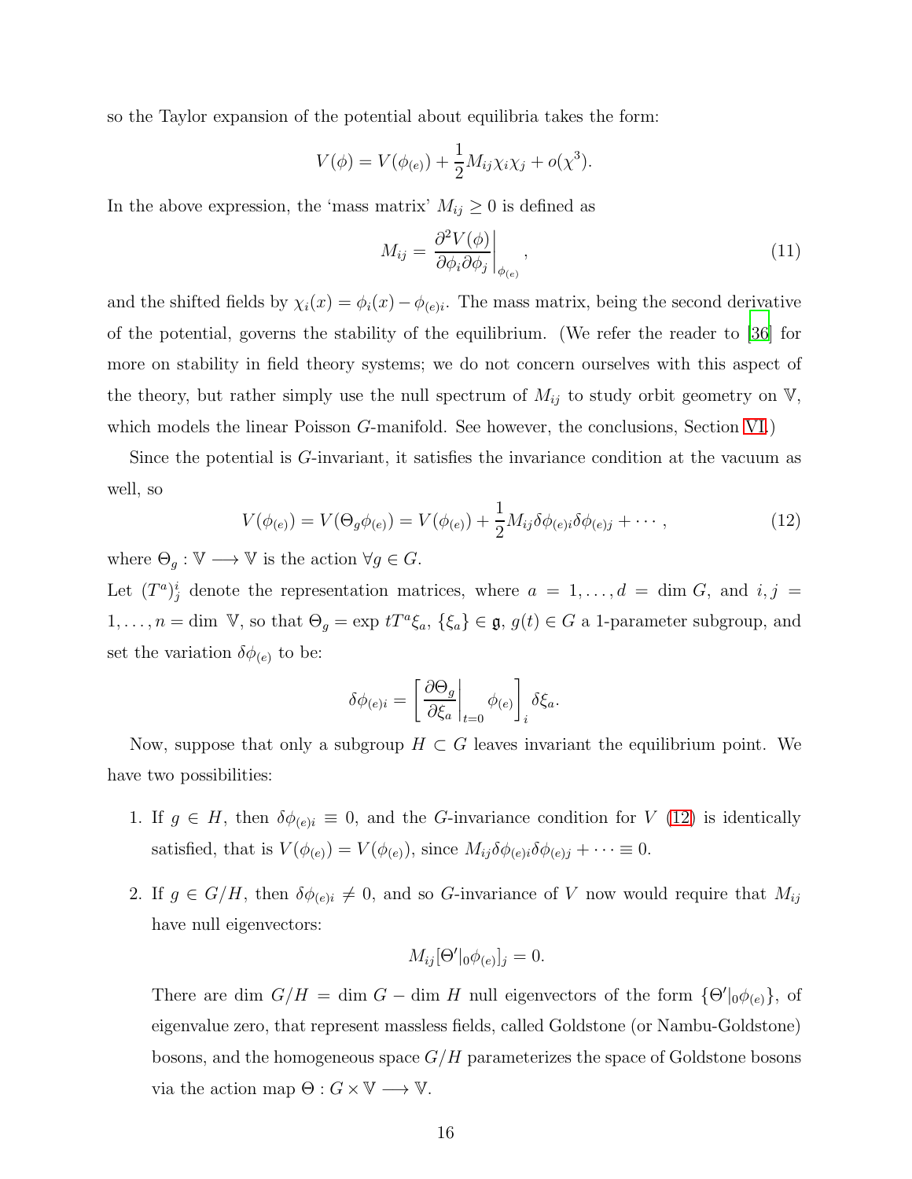so the Taylor expansion of the potential about equilibria takes the form:

$$V(\phi) = V(\phi_{(e)}) + \frac{1}{2} M_{ij} \chi_i \chi_j + o(\chi^3).$$

In the above expression, the 'mass matrix' $M_{ij} \geq 0$ is defined as

$$M_{ij} = \left. \frac{\partial^2 V(\phi)}{\partial \phi_i \partial \phi_j} \right|_{\phi_{(e)}}, \tag{11}$$

and the shifted fields by $\chi_i(x) = \phi_i(x) - \phi_{(e)i}$. The mass matrix, being the second derivative of the potential, governs the stability of the equilibrium. (We refer the reader to [36] for more on stability in field theory systems; we do not concern ourselves with this aspect of the theory, but rather simply use the null spectrum of $M_{ij}$ to study orbit geometry on $\mathbb{V}$, which models the linear Poisson $G$-manifold. See however, the conclusions, Section VI.)

Since the potential is $G$-invariant, it satisfies the invariance condition at the vacuum as well, so

$$V(\phi_{(e)}) = V(\Theta_g \phi_{(e)}) = V(\phi_{(e)}) + \frac{1}{2} M_{ij} \delta\phi_{(e)i} \delta\phi_{(e)j} + \cdots, \tag{12}$$

where $\Theta_g : \mathbb{V} \longrightarrow \mathbb{V}$ is the action $\forall g \in G$.

Let $(T^a)^i_j$ denote the representation matrices, where $a = 1, \ldots, d = \dim G$, and $i, j = 1, \ldots, n = \dim\ \mathbb{V}$, so that $\Theta_g = \exp tT^a \xi_a$, $\{\xi_a\} \in \mathfrak{g}$, $g(t) \in G$ a 1-parameter subgroup, and set the variation $\delta\phi_{(e)}$ to be:

$$\delta\phi_{(e)i} = \left[ \left. \frac{\partial \Theta_g}{\partial \xi_a} \right|_{t=0} \phi_{(e)} \right]_i \delta\xi_a.$$

Now, suppose that only a subgroup $H \subset G$ leaves invariant the equilibrium point. We have two possibilities:

1. If $g \in H$, then $\delta\phi_{(e)i} \equiv 0$, and the $G$-invariance condition for $V$ (12) is identically satisfied, that is $V(\phi_{(e)}) = V(\phi_{(e)})$, since $M_{ij} \delta\phi_{(e)i} \delta\phi_{(e)j} + \cdots \equiv 0$.

2. If $g \in G/H$, then $\delta\phi_{(e)i} \neq 0$, and so $G$-invariance of $V$ now would require that $M_{ij}$ have null eigenvectors:

$$M_{ij} [\Theta'|_0 \phi_{(e)}]_j = 0.$$

There are $\dim\ G/H = \dim G - \dim H$ null eigenvectors of the form $\{\Theta'|_0 \phi_{(e)}\}$, of eigenvalue zero, that represent massless fields, called Goldstone (or Nambu-Goldstone) bosons, and the homogeneous space $G/H$ parameterizes the space of Goldstone bosons via the action map $\Theta : G \times \mathbb{V} \longrightarrow \mathbb{V}$.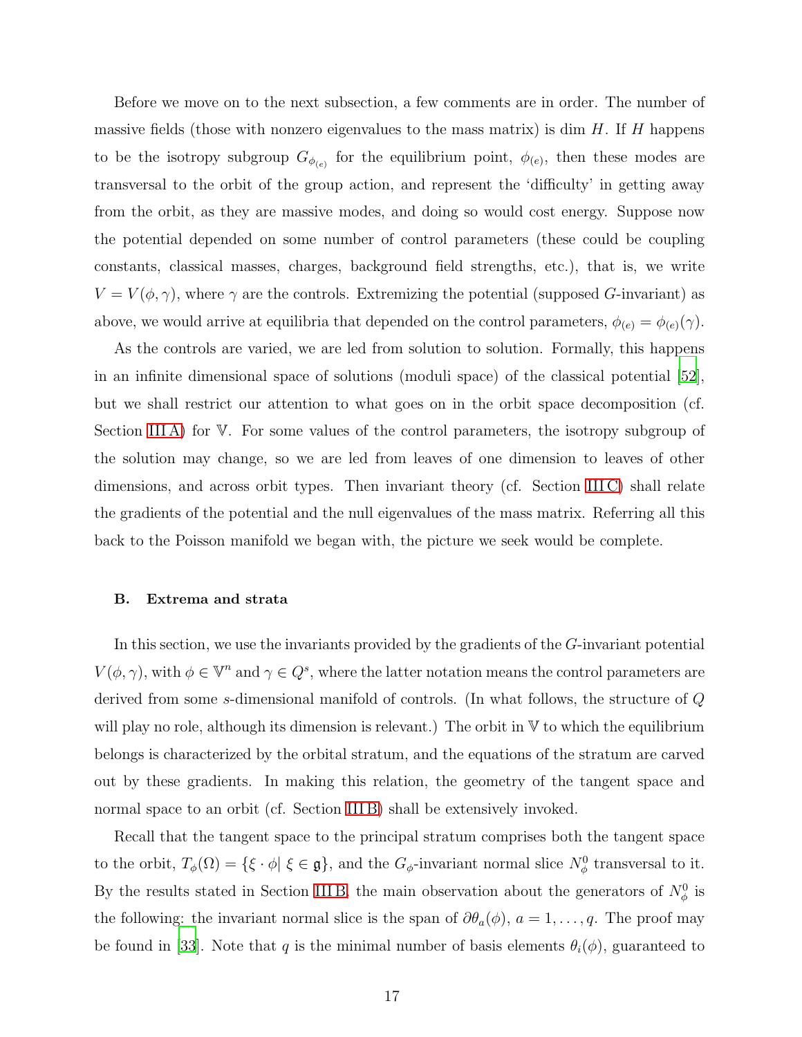Before we move on to the next subsection, a few comments are in order. The number of massive fields (those with nonzero eigenvalues to the mass matrix) is dim $H$. If $H$ happens to be the isotropy subgroup $G_{\phi_{(e)}}$ for the equilibrium point, $\phi_{(e)}$, then these modes are transversal to the orbit of the group action, and represent the 'difficulty' in getting away from the orbit, as they are massive modes, and doing so would cost energy. Suppose now the potential depended on some number of control parameters (these could be coupling constants, classical masses, charges, background field strengths, etc.), that is, we write $V = V(\phi, \gamma)$, where $\gamma$ are the controls. Extremizing the potential (supposed $G$-invariant) as above, we would arrive at equilibria that depended on the control parameters, $\phi_{(e)} = \phi_{(e)}(\gamma)$.

As the controls are varied, we are led from solution to solution. Formally, this happens in an infinite dimensional space of solutions (moduli space) of the classical potential [52], but we shall restrict our attention to what goes on in the orbit space decomposition (cf. Section III A) for $\mathbb{V}$. For some values of the control parameters, the isotropy subgroup of the solution may change, so we are led from leaves of one dimension to leaves of other dimensions, and across orbit types. Then invariant theory (cf. Section III C) shall relate the gradients of the potential and the null eigenvalues of the mass matrix. Referring all this back to the Poisson manifold we began with, the picture we seek would be complete.

### B. Extrema and strata

In this section, we use the invariants provided by the gradients of the $G$-invariant potential $V(\phi, \gamma)$, with $\phi \in \mathbb{V}^n$ and $\gamma \in Q^s$, where the latter notation means the control parameters are derived from some $s$-dimensional manifold of controls. (In what follows, the structure of $Q$ will play no role, although its dimension is relevant.) The orbit in $\mathbb{V}$ to which the equilibrium belongs is characterized by the orbital stratum, and the equations of the stratum are carved out by these gradients. In making this relation, the geometry of the tangent space and normal space to an orbit (cf. Section III B) shall be extensively invoked.

Recall that the tangent space to the principal stratum comprises both the tangent space to the orbit, $T_\phi(\Omega) = \{\xi \cdot \phi | \, \xi \in \mathfrak{g}\}$, and the $G_\phi$-invariant normal slice $N^0_\phi$ transversal to it. By the results stated in Section III B, the main observation about the generators of $N^0_\phi$ is the following: the invariant normal slice is the span of $\partial\theta_a(\phi)$, $a = 1, \ldots, q$. The proof may be found in [33]. Note that $q$ is the minimal number of basis elements $\theta_i(\phi)$, guaranteed to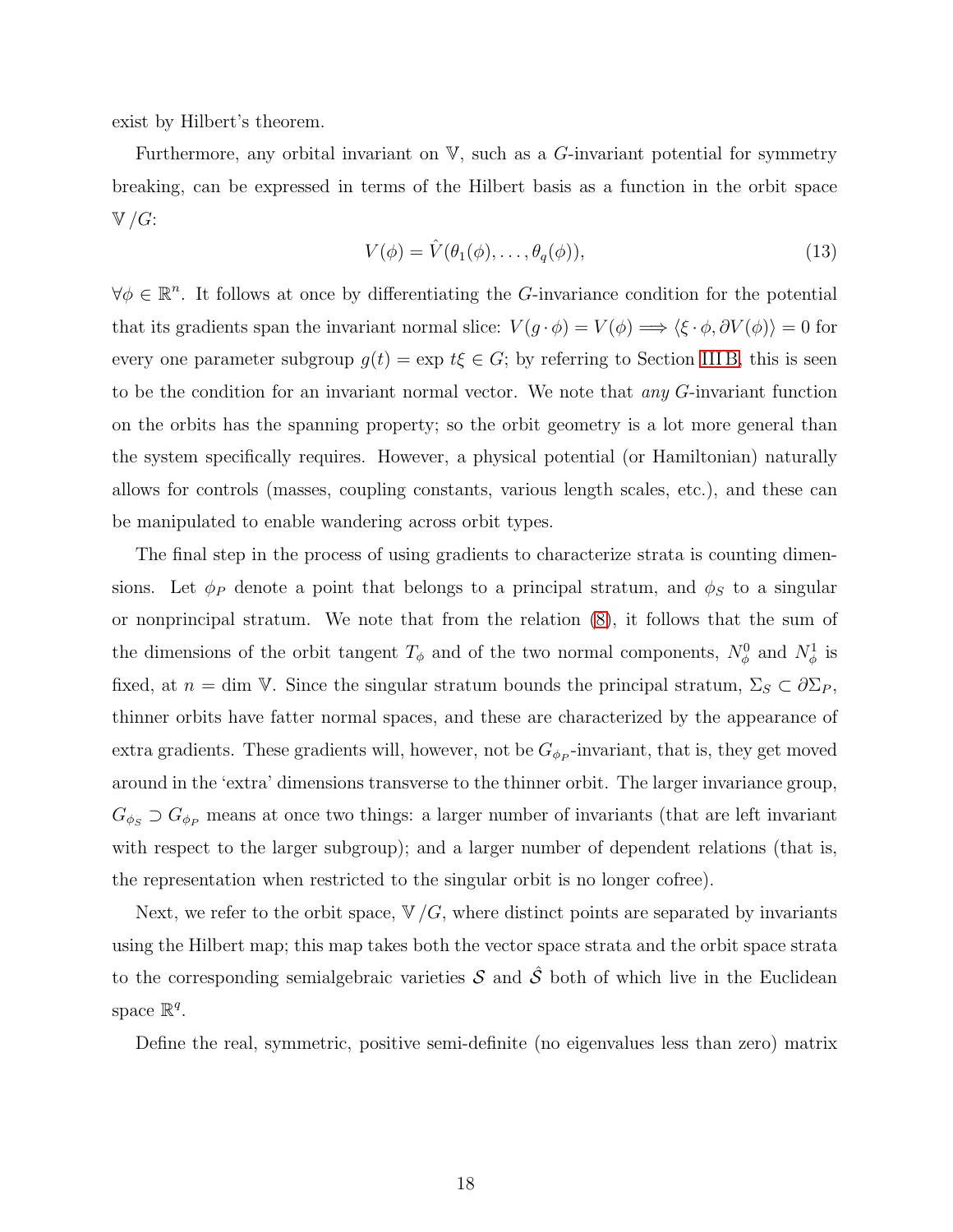exist by Hilbert's theorem.

Furthermore, any orbital invariant on $\mathbb{V}$, such as a $G$-invariant potential for symmetry breaking, can be expressed in terms of the Hilbert basis as a function in the orbit space $\mathbb{V}/G$:

$$V(\phi) = \hat{V}(\theta_1(\phi), \ldots, \theta_q(\phi)), \tag{13}$$

$\forall \phi \in \mathbb{R}^n$. It follows at once by differentiating the $G$-invariance condition for the potential that its gradients span the invariant normal slice: $V(g \cdot \phi) = V(\phi) \Longrightarrow \langle \xi \cdot \phi, \partial V(\phi) \rangle = 0$ for every one parameter subgroup $g(t) = \exp t\xi \in G$; by referring to Section III B, this is seen to be the condition for an invariant normal vector. We note that *any* $G$-invariant function on the orbits has the spanning property; so the orbit geometry is a lot more general than the system specifically requires. However, a physical potential (or Hamiltonian) naturally allows for controls (masses, coupling constants, various length scales, etc.), and these can be manipulated to enable wandering across orbit types.

The final step in the process of using gradients to characterize strata is counting dimensions. Let $\phi_P$ denote a point that belongs to a principal stratum, and $\phi_S$ to a singular or nonprincipal stratum. We note that from the relation (8), it follows that the sum of the dimensions of the orbit tangent $T_\phi$ and of the two normal components, $N^0_\phi$ and $N^1_\phi$ is fixed, at $n = \dim \mathbb{V}$. Since the singular stratum bounds the principal stratum, $\Sigma_S \subset \partial\Sigma_P$, thinner orbits have fatter normal spaces, and these are characterized by the appearance of extra gradients. These gradients will, however, not be $G_{\phi_P}$-invariant, that is, they get moved around in the 'extra' dimensions transverse to the thinner orbit. The larger invariance group, $G_{\phi_S} \supset G_{\phi_P}$ means at once two things: a larger number of invariants (that are left invariant with respect to the larger subgroup); and a larger number of dependent relations (that is, the representation when restricted to the singular orbit is no longer cofree).

Next, we refer to the orbit space, $\mathbb{V}/G$, where distinct points are separated by invariants using the Hilbert map; this map takes both the vector space strata and the orbit space strata to the corresponding semialgebraic varieties $\mathcal{S}$ and $\hat{\mathcal{S}}$ both of which live in the Euclidean space $\mathbb{R}^q$.

Define the real, symmetric, positive semi-definite (no eigenvalues less than zero) matrix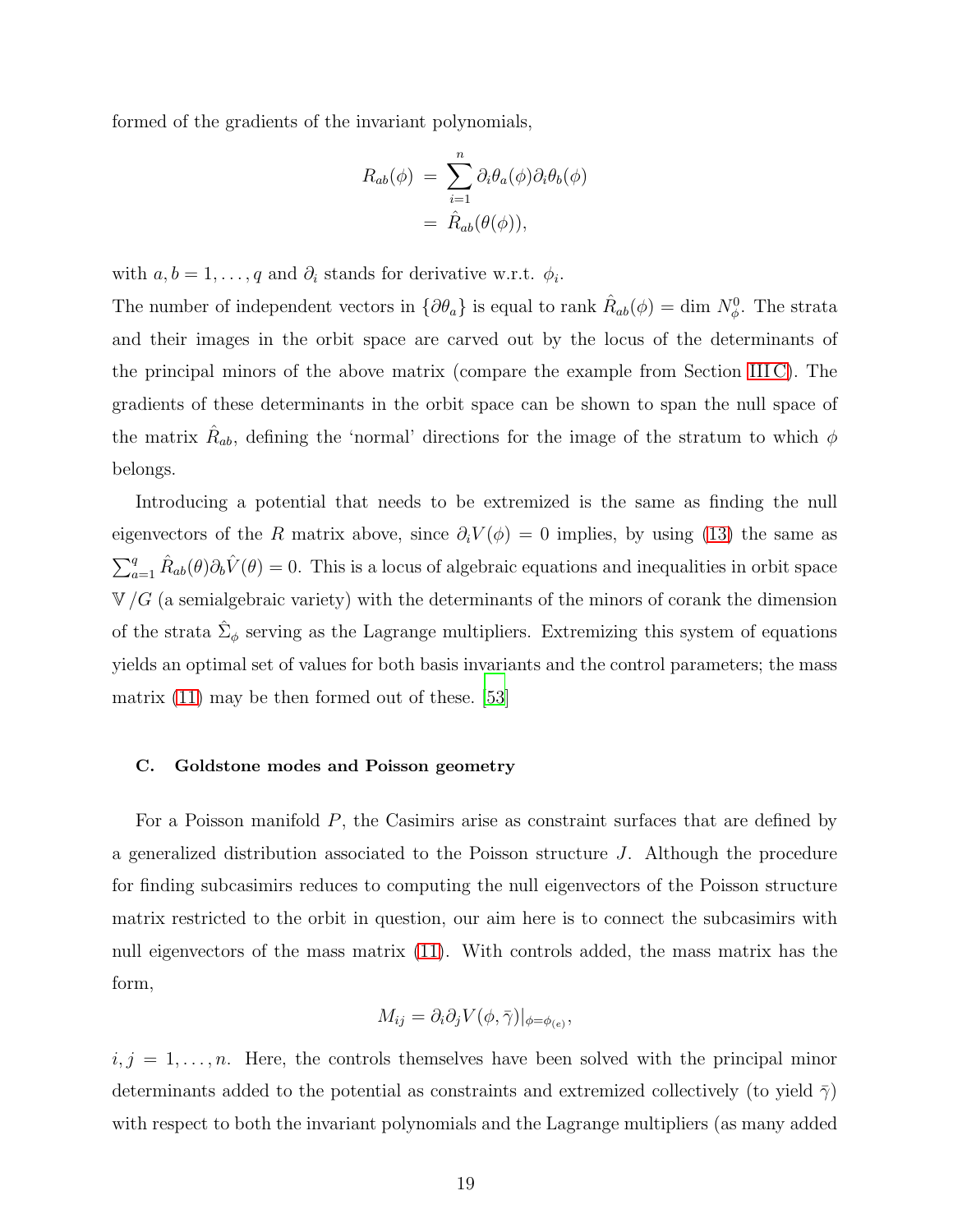formed of the gradients of the invariant polynomials,

$$
\begin{aligned}
R_{ab}(\phi) &= \sum_{i=1}^{n} \partial_i \theta_a(\phi) \partial_i \theta_b(\phi) \\
&= \hat{R}_{ab}(\theta(\phi)),
\end{aligned}
$$

with $a, b = 1, \ldots, q$ and $\partial_i$ stands for derivative w.r.t. $\phi_i$.

The number of independent vectors in $\{\partial\theta_a\}$ is equal to rank $\hat{R}_{ab}(\phi) = \dim N^0_\phi$. The strata and their images in the orbit space are carved out by the locus of the determinants of the principal minors of the above matrix (compare the example from Section III C). The gradients of these determinants in the orbit space can be shown to span the null space of the matrix $\hat{R}_{ab}$, defining the 'normal' directions for the image of the stratum to which $\phi$ belongs.

Introducing a potential that needs to be extremized is the same as finding the null eigenvectors of the $R$ matrix above, since $\partial_i V(\phi) = 0$ implies, by using (13) the same as $\sum_{a=1}^{q} \hat{R}_{ab}(\theta)\partial_b \hat{V}(\theta) = 0$. This is a locus of algebraic equations and inequalities in orbit space $\mathbb{V}/G$ (a semialgebraic variety) with the determinants of the minors of corank the dimension of the strata $\hat{\Sigma}_\phi$ serving as the Lagrange multipliers. Extremizing this system of equations yields an optimal set of values for both basis invariants and the control parameters; the mass matrix (11) may be then formed out of these. [53]

### C. Goldstone modes and Poisson geometry

For a Poisson manifold $P$, the Casimirs arise as constraint surfaces that are defined by a generalized distribution associated to the Poisson structure $J$. Although the procedure for finding subcasimirs reduces to computing the null eigenvectors of the Poisson structure matrix restricted to the orbit in question, our aim here is to connect the subcasimirs with null eigenvectors of the mass matrix (11). With controls added, the mass matrix has the form,

$$
M_{ij} = \partial_i \partial_j V(\phi, \bar{\gamma})|_{\phi=\phi_{(e)}},
$$

$i, j = 1, \ldots, n$. Here, the controls themselves have been solved with the principal minor determinants added to the potential as constraints and extremized collectively (to yield $\bar{\gamma}$) with respect to both the invariant polynomials and the Lagrange multipliers (as many added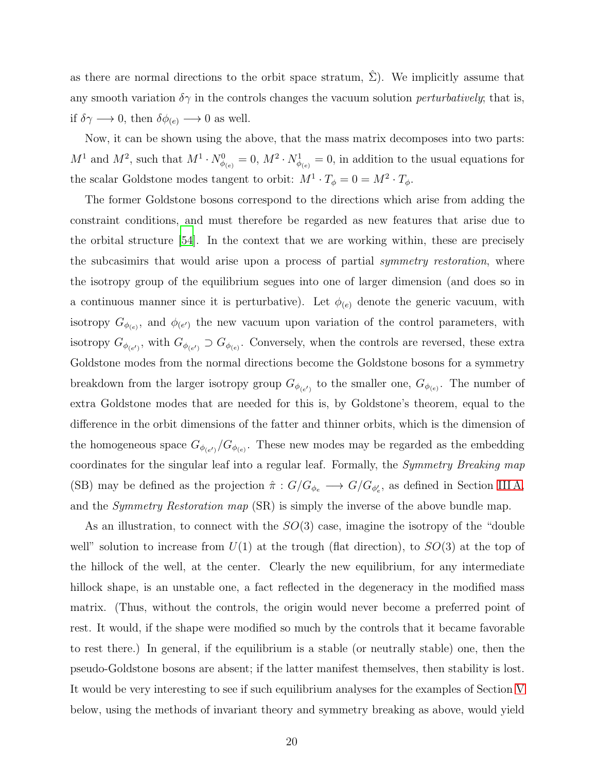as there are normal directions to the orbit space stratum, $\hat{\Sigma}$). We implicitly assume that any smooth variation $\delta\gamma$ in the controls changes the vacuum solution *perturbatively*; that is, if $\delta\gamma \longrightarrow 0$, then $\delta\phi_{(e)} \longrightarrow 0$ as well.

Now, it can be shown using the above, that the mass matrix decomposes into two parts: $M^1$ and $M^2$, such that $M^1 \cdot N^0_{\phi_{(e)}} = 0$, $M^2 \cdot N^1_{\phi_{(e)}} = 0$, in addition to the usual equations for the scalar Goldstone modes tangent to orbit: $M^1 \cdot T_\phi = 0 = M^2 \cdot T_\phi$.

The former Goldstone bosons correspond to the directions which arise from adding the constraint conditions, and must therefore be regarded as new features that arise due to the orbital structure [54]. In the context that we are working within, these are precisely the subcasimirs that would arise upon a process of partial *symmetry restoration*, where the isotropy group of the equilibrium segues into one of larger dimension (and does so in a continuous manner since it is perturbative). Let $\phi_{(e)}$ denote the generic vacuum, with isotropy $G_{\phi_{(e)}}$, and $\phi_{(e')}$ the new vacuum upon variation of the control parameters, with isotropy $G_{\phi_{(e')}}$, with $G_{\phi_{(e')}} \supset G_{\phi_{(e)}}$. Conversely, when the controls are reversed, these extra Goldstone modes from the normal directions become the Goldstone bosons for a symmetry breakdown from the larger isotropy group $G_{\phi_{(e')}}$ to the smaller one, $G_{\phi_{(e)}}$. The number of extra Goldstone modes that are needed for this is, by Goldstone's theorem, equal to the difference in the orbit dimensions of the fatter and thinner orbits, which is the dimension of the homogeneous space $G_{\phi_{(e')}}/G_{\phi_{(e)}}$. These new modes may be regarded as the embedding coordinates for the singular leaf into a regular leaf. Formally, the *Symmetry Breaking map* (SB) may be defined as the projection $\hat{\pi} : G/G_{\phi_e} \longrightarrow G/G_{\phi'_e}$, as defined in Section III A, and the *Symmetry Restoration map* (SR) is simply the inverse of the above bundle map.

As an illustration, to connect with the $SO(3)$ case, imagine the isotropy of the "double well" solution to increase from $U(1)$ at the trough (flat direction), to $SO(3)$ at the top of the hillock of the well, at the center. Clearly the new equilibrium, for any intermediate hillock shape, is an unstable one, a fact reflected in the degeneracy in the modified mass matrix. (Thus, without the controls, the origin would never become a preferred point of rest. It would, if the shape were modified so much by the controls that it became favorable to rest there.) In general, if the equilibrium is a stable (or neutrally stable) one, then the pseudo-Goldstone bosons are absent; if the latter manifest themselves, then stability is lost. It would be very interesting to see if such equilibrium analyses for the examples of Section V below, using the methods of invariant theory and symmetry breaking as above, would yield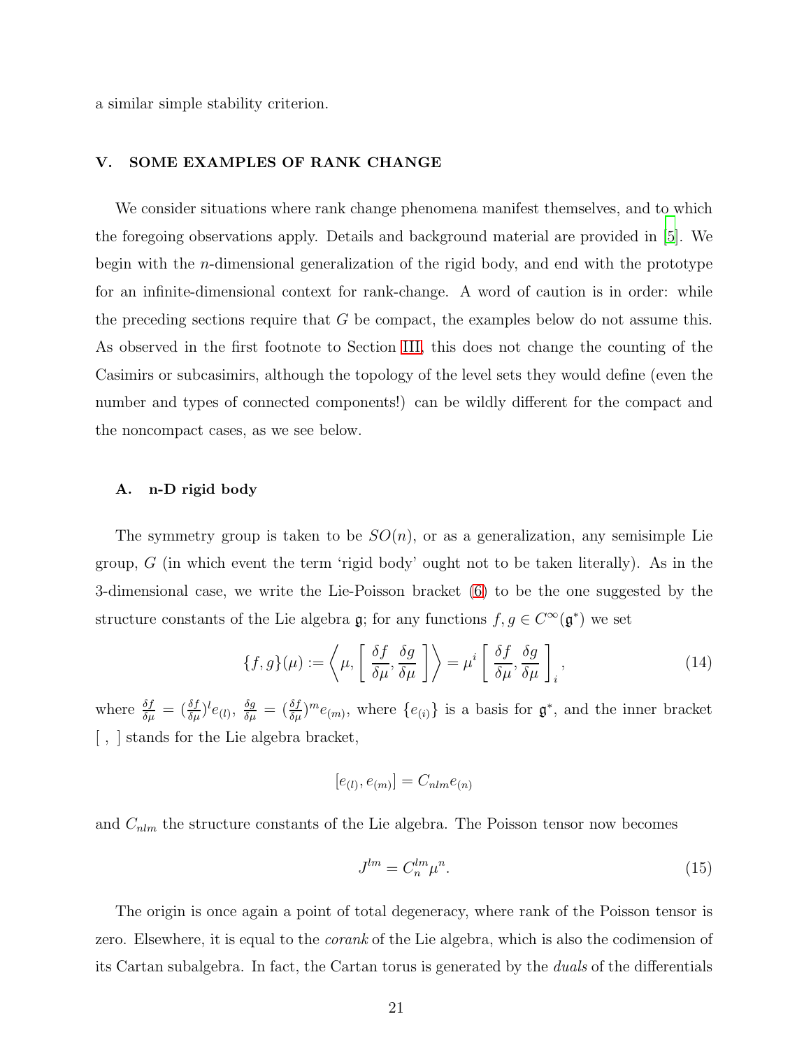a similar simple stability criterion.

## V. SOME EXAMPLES OF RANK CHANGE

We consider situations where rank change phenomena manifest themselves, and to which the foregoing observations apply. Details and background material are provided in [5]. We begin with the $n$-dimensional generalization of the rigid body, and end with the prototype for an infinite-dimensional context for rank-change. A word of caution is in order: while the preceding sections require that $G$ be compact, the examples below do not assume this. As observed in the first footnote to Section III, this does not change the counting of the Casimirs or subcasimirs, although the topology of the level sets they would define (even the number and types of connected components!) can be wildly different for the compact and the noncompact cases, as we see below.

### A. n-D rigid body

The symmetry group is taken to be $SO(n)$, or as a generalization, any semisimple Lie group, $G$ (in which event the term 'rigid body' ought not to be taken literally). As in the 3-dimensional case, we write the Lie-Poisson bracket (6) to be the one suggested by the structure constants of the Lie algebra $\mathfrak{g}$; for any functions $f, g \in C^\infty(\mathfrak{g}^*)$ we set

$$\{f, g\}(\mu) := \left\langle \mu, \left[ \frac{\delta f}{\delta \mu}, \frac{\delta g}{\delta \mu} \right] \right\rangle = \mu^i \left[ \frac{\delta f}{\delta \mu}, \frac{\delta g}{\delta \mu} \right]_i, \tag{14}$$

where $\frac{\delta f}{\delta \mu} = (\frac{\delta f}{\delta \mu})^l e_{(l)}$, $\frac{\delta g}{\delta \mu} = (\frac{\delta f}{\delta \mu})^m e_{(m)}$, where $\{e_{(i)}\}$ is a basis for $\mathfrak{g}^*$, and the inner bracket $[\ ,\ ]$ stands for the Lie algebra bracket,

$$[e_{(l)}, e_{(m)}] = C_{nlm} e_{(n)}$$

and $C_{nlm}$ the structure constants of the Lie algebra. The Poisson tensor now becomes

$$J^{lm} = C^{lm}_n \mu^n. \tag{15}$$

The origin is once again a point of total degeneracy, where rank of the Poisson tensor is zero. Elsewhere, it is equal to the *corank* of the Lie algebra, which is also the codimension of its Cartan subalgebra. In fact, the Cartan torus is generated by the *duals* of the differentials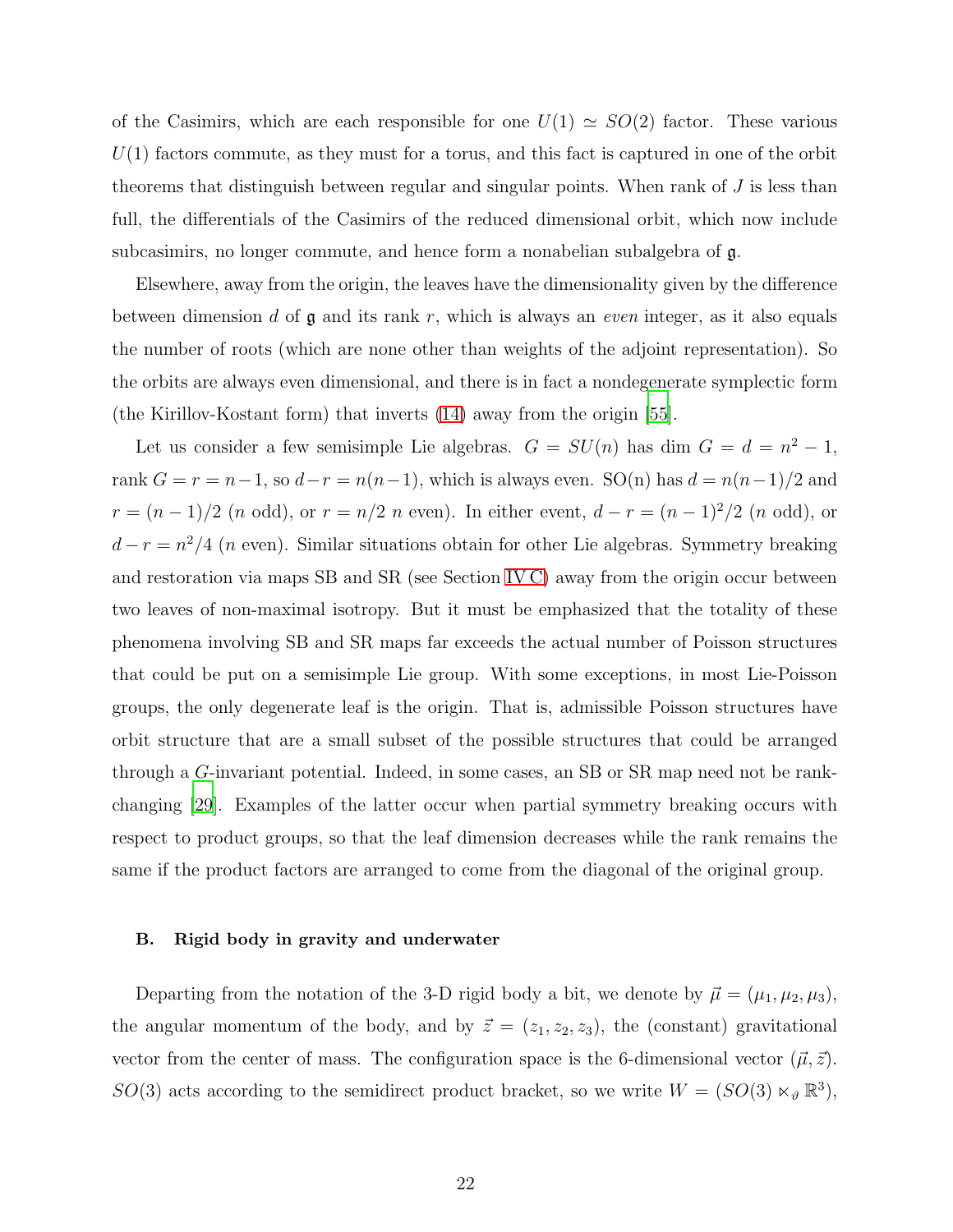of the Casimirs, which are each responsible for one $U(1) \simeq SO(2)$ factor. These various $U(1)$ factors commute, as they must for a torus, and this fact is captured in one of the orbit theorems that distinguish between regular and singular points. When rank of $J$ is less than full, the differentials of the Casimirs of the reduced dimensional orbit, which now include subcasimirs, no longer commute, and hence form a nonabelian subalgebra of $\mathfrak{g}$.

Elsewhere, away from the origin, the leaves have the dimensionality given by the difference between dimension $d$ of $\mathfrak{g}$ and its rank $r$, which is always an *even* integer, as it also equals the number of roots (which are none other than weights of the adjoint representation). So the orbits are always even dimensional, and there is in fact a nondegenerate symplectic form (the Kirillov-Kostant form) that inverts (14) away from the origin [55].

Let us consider a few semisimple Lie algebras. $G = SU(n)$ has dim $G = d = n^2 - 1$, rank $G = r = n-1$, so $d-r = n(n-1)$, which is always even. SO(n) has $d = n(n-1)/2$ and $r = (n-1)/2$ ($n$ odd), or $r = n/2$ $n$ even). In either event, $d - r = (n-1)^2/2$ ($n$ odd), or $d - r = n^2/4$ ($n$ even). Similar situations obtain for other Lie algebras. Symmetry breaking and restoration via maps SB and SR (see Section IV C) away from the origin occur between two leaves of non-maximal isotropy. But it must be emphasized that the totality of these phenomena involving SB and SR maps far exceeds the actual number of Poisson structures that could be put on a semisimple Lie group. With some exceptions, in most Lie-Poisson groups, the only degenerate leaf is the origin. That is, admissible Poisson structures have orbit structure that are a small subset of the possible structures that could be arranged through a $G$-invariant potential. Indeed, in some cases, an SB or SR map need not be rank-changing [29]. Examples of the latter occur when partial symmetry breaking occurs with respect to product groups, so that the leaf dimension decreases while the rank remains the same if the product factors are arranged to come from the diagonal of the original group.

### B. Rigid body in gravity and underwater

Departing from the notation of the 3-D rigid body a bit, we denote by $\vec{\mu} = (\mu_1, \mu_2, \mu_3)$, the angular momentum of the body, and by $\vec{z} = (z_1, z_2, z_3)$, the (constant) gravitational vector from the center of mass. The configuration space is the 6-dimensional vector $(\vec{\mu}, \vec{z})$. $SO(3)$ acts according to the semidirect product bracket, so we write $W = (SO(3) \ltimes_{\vartheta} \mathbb{R}^3)$,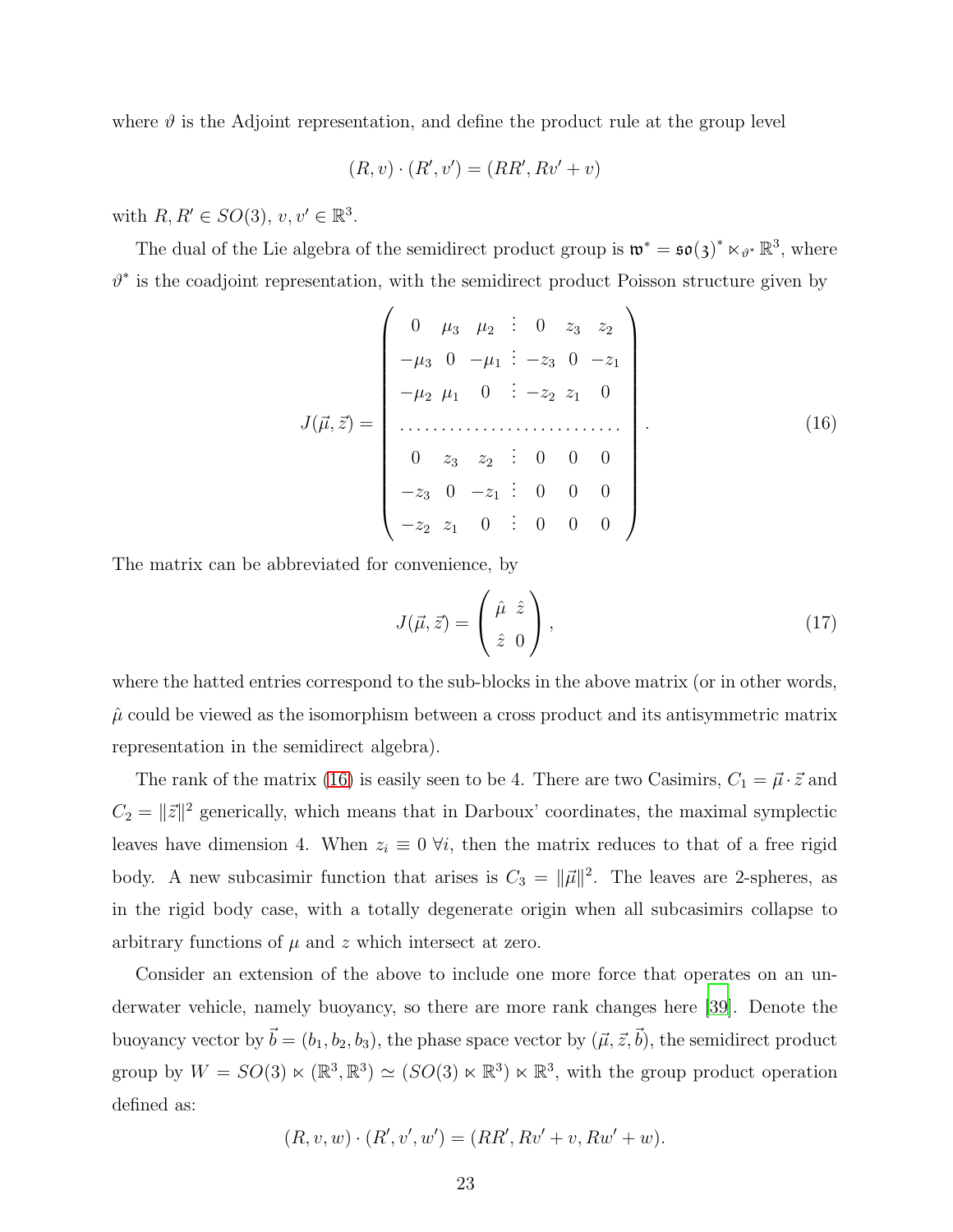where $\vartheta$ is the Adjoint representation, and define the product rule at the group level

$$(R, v) \cdot (R', v') = (RR', Rv' + v)$$

with $R, R' \in SO(3)$, $v, v' \in \mathbb{R}^3$.

The dual of the Lie algebra of the semidirect product group is $\mathfrak{w}^* = \mathfrak{so}(3)^* \ltimes_{\vartheta^*} \mathbb{R}^3$, where $\vartheta^*$ is the coadjoint representation, with the semidirect product Poisson structure given by

$$J(\vec{\mu}, \vec{z}) = \left( \begin{array}{ccc:ccc} 0 & \mu_3 & \mu_2 & 0 & z_3 & z_2 \\ -\mu_3 & 0 & -\mu_1 & -z_3 & 0 & -z_1 \\ -\mu_2 & \mu_1 & 0 & -z_2 & z_1 & 0 \\ \hdashline 0 & z_3 & z_2 & 0 & 0 & 0 \\ -z_3 & 0 & -z_1 & 0 & 0 & 0 \\ -z_2 & z_1 & 0 & 0 & 0 & 0 \end{array} \right). \tag{16}$$

The matrix can be abbreviated for convenience, by

$$J(\vec{\mu}, \vec{z}) = \begin{pmatrix} \hat{\mu} & \hat{z} \\ \hat{z} & 0 \end{pmatrix}, \tag{17}$$

where the hatted entries correspond to the sub-blocks in the above matrix (or in other words, $\hat{\mu}$ could be viewed as the isomorphism between a cross product and its antisymmetric matrix representation in the semidirect algebra).

The rank of the matrix (16) is easily seen to be 4. There are two Casimirs, $C_1 = \vec{\mu} \cdot \vec{z}$ and $C_2 = \|\vec{z}\|^2$ generically, which means that in Darboux' coordinates, the maximal symplectic leaves have dimension 4. When $z_i \equiv 0 \ \forall i$, then the matrix reduces to that of a free rigid body. A new subcasimir function that arises is $C_3 = \|\vec{\mu}\|^2$. The leaves are 2-spheres, as in the rigid body case, with a totally degenerate origin when all subcasimirs collapse to arbitrary functions of $\mu$ and $z$ which intersect at zero.

Consider an extension of the above to include one more force that operates on an underwater vehicle, namely buoyancy, so there are more rank changes here [39]. Denote the buoyancy vector by $\vec{b} = (b_1, b_2, b_3)$, the phase space vector by $(\vec{\mu}, \vec{z}, \vec{b})$, the semidirect product group by $W = SO(3) \ltimes (\mathbb{R}^3, \mathbb{R}^3) \simeq (SO(3) \ltimes \mathbb{R}^3) \ltimes \mathbb{R}^3$, with the group product operation defined as:

$$(R, v, w) \cdot (R', v', w') = (RR', Rv' + v, Rw' + w).$$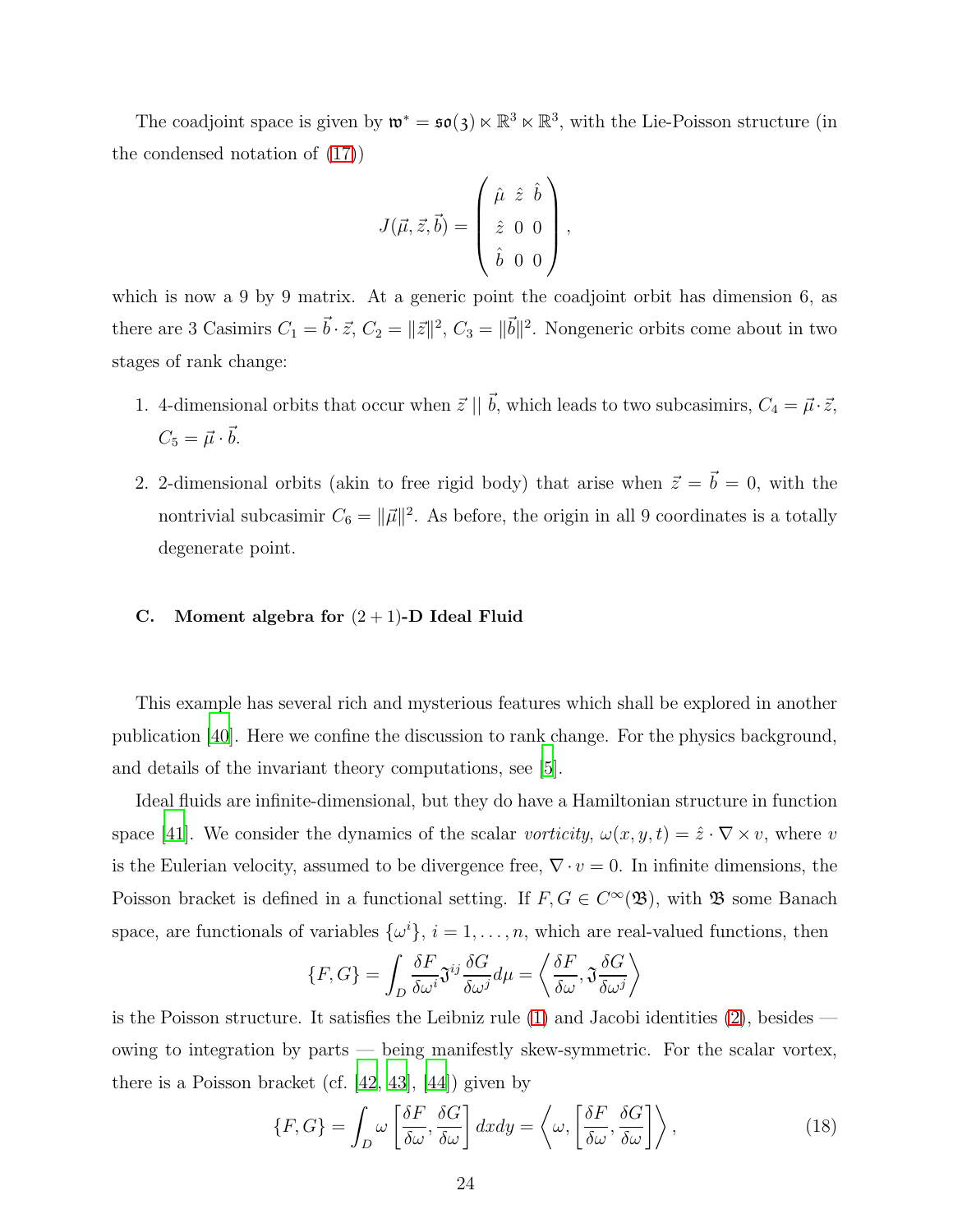The coadjoint space is given by $\mathfrak{w}^* = \mathfrak{so}(3) \ltimes \mathbb{R}^3 \ltimes \mathbb{R}^3$, with the Lie-Poisson structure (in the condensed notation of (17))

$$J(\vec{\mu}, \vec{z}, \vec{b}) = \begin{pmatrix} \hat{\mu} & \hat{z} & \hat{b} \\ \hat{z} & 0 & 0 \\ \hat{b} & 0 & 0 \end{pmatrix},$$

which is now a 9 by 9 matrix. At a generic point the coadjoint orbit has dimension 6, as there are 3 Casimirs $C_1 = \vec{b} \cdot \vec{z}$, $C_2 = \|\vec{z}\|^2$, $C_3 = \|\vec{b}\|^2$. Nongeneric orbits come about in two stages of rank change:

1. 4-dimensional orbits that occur when $\vec{z} \,||\, \vec{b}$, which leads to two subcasimirs, $C_4 = \vec{\mu} \cdot \vec{z}$, $C_5 = \vec{\mu} \cdot \vec{b}$.

2. 2-dimensional orbits (akin to free rigid body) that arise when $\vec{z} = \vec{b} = 0$, with the nontrivial subcasimir $C_6 = \|\vec{\mu}\|^2$. As before, the origin in all 9 coordinates is a totally degenerate point.

### C. Moment algebra for $(2+1)$-D Ideal Fluid

This example has several rich and mysterious features which shall be explored in another publication [40]. Here we confine the discussion to rank change. For the physics background, and details of the invariant theory computations, see [5].

Ideal fluids are infinite-dimensional, but they do have a Hamiltonian structure in function space [41]. We consider the dynamics of the scalar *vorticity*, $\omega(x, y, t) = \hat{z} \cdot \nabla \times v$, where $v$ is the Eulerian velocity, assumed to be divergence free, $\nabla \cdot v = 0$. In infinite dimensions, the Poisson bracket is defined in a functional setting. If $F, G \in C^\infty(\mathfrak{B})$, with $\mathfrak{B}$ some Banach space, are functionals of variables $\{\omega^i\}$, $i = 1, \ldots, n$, which are real-valued functions, then

$$\{F, G\} = \int_D \frac{\delta F}{\delta \omega^i} \mathfrak{J}^{ij} \frac{\delta G}{\delta \omega^j} d\mu = \left\langle \frac{\delta F}{\delta \omega}, \mathfrak{J} \frac{\delta G}{\delta \omega^j} \right\rangle$$

is the Poisson structure. It satisfies the Leibniz rule (1) and Jacobi identities (2), besides — owing to integration by parts — being manifestly skew-symmetric. For the scalar vortex, there is a Poisson bracket (cf. [42, 43], [44]) given by

$$\{F, G\} = \int_D \omega \left[ \frac{\delta F}{\delta \omega}, \frac{\delta G}{\delta \omega} \right] dxdy = \left\langle \omega, \left[ \frac{\delta F}{\delta \omega}, \frac{\delta G}{\delta \omega} \right] \right\rangle, \tag{18}$$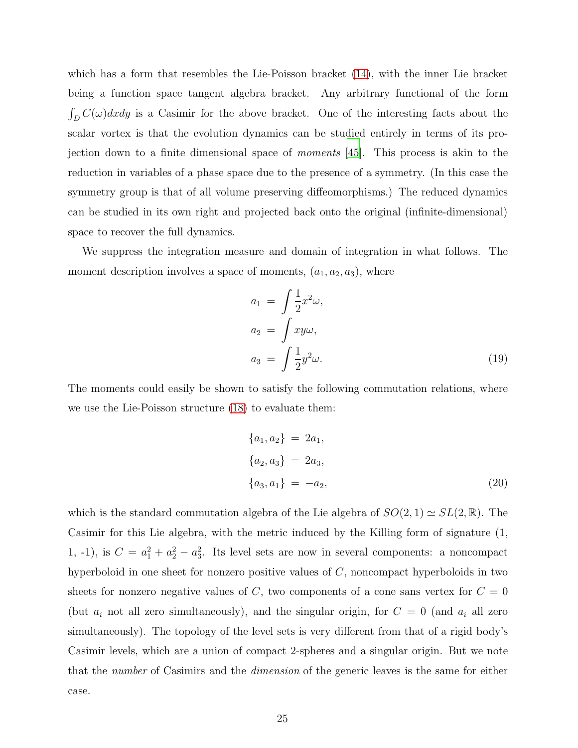which has a form that resembles the Lie-Poisson bracket (14), with the inner Lie bracket being a function space tangent algebra bracket. Any arbitrary functional of the form $\int_D C(\omega)dxdy$ is a Casimir for the above bracket. One of the interesting facts about the scalar vortex is that the evolution dynamics can be studied entirely in terms of its projection down to a finite dimensional space of *moments* [45]. This process is akin to the reduction in variables of a phase space due to the presence of a symmetry. (In this case the symmetry group is that of all volume preserving diffeomorphisms.) The reduced dynamics can be studied in its own right and projected back onto the original (infinite-dimensional) space to recover the full dynamics.

We suppress the integration measure and domain of integration in what follows. The moment description involves a space of moments, $(a_1, a_2, a_3)$, where

$$
\begin{aligned}
a_1 &= \int \frac{1}{2}x^2\omega, \\
a_2 &= \int xy\omega, \\
a_3 &= \int \frac{1}{2}y^2\omega.
\end{aligned} \tag{19}
$$

The moments could easily be shown to satisfy the following commutation relations, where we use the Lie-Poisson structure (18) to evaluate them:

$$
\begin{aligned}
\{a_1, a_2\} &= 2a_1, \\
\{a_2, a_3\} &= 2a_3, \\
\{a_3, a_1\} &= -a_2,
\end{aligned} \tag{20}
$$

which is the standard commutation algebra of the Lie algebra of $SO(2,1) \simeq SL(2,\mathbb{R})$. The Casimir for this Lie algebra, with the metric induced by the Killing form of signature (1, 1, -1), is $C = a_1^2 + a_2^2 - a_3^2$. Its level sets are now in several components: a noncompact hyperboloid in one sheet for nonzero positive values of $C$, noncompact hyperboloids in two sheets for nonzero negative values of $C$, two components of a cone sans vertex for $C = 0$ (but $a_i$ not all zero simultaneously), and the singular origin, for $C = 0$ (and $a_i$ all zero simultaneously). The topology of the level sets is very different from that of a rigid body's Casimir levels, which are a union of compact 2-spheres and a singular origin. But we note that the *number* of Casimirs and the *dimension* of the generic leaves is the same for either case.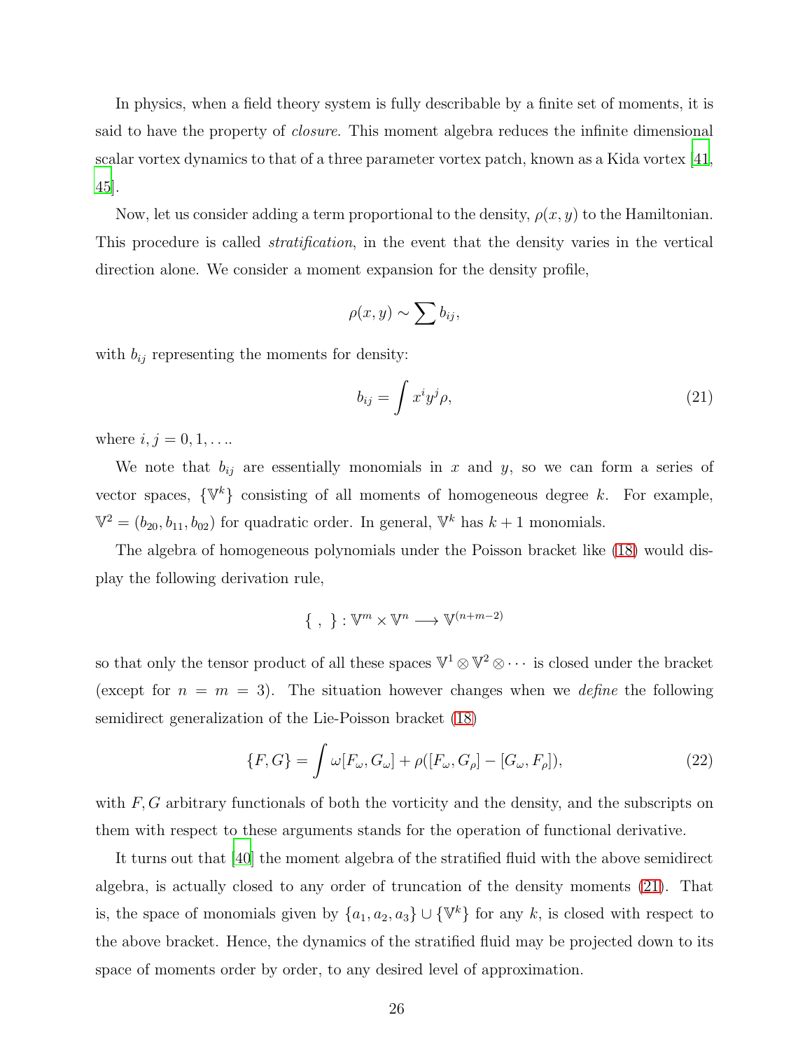In physics, when a field theory system is fully describable by a finite set of moments, it is said to have the property of *closure*. This moment algebra reduces the infinite dimensional scalar vortex dynamics to that of a three parameter vortex patch, known as a Kida vortex [41, 45].

Now, let us consider adding a term proportional to the density, $\rho(x, y)$ to the Hamiltonian. This procedure is called *stratification*, in the event that the density varies in the vertical direction alone. We consider a moment expansion for the density profile,

$$\rho(x, y) \sim \sum b_{ij},$$

with $b_{ij}$ representing the moments for density:

$$b_{ij} = \int x^i y^j \rho, \tag{21}$$

where $i, j = 0, 1, \ldots$.

We note that $b_{ij}$ are essentially monomials in $x$ and $y$, so we can form a series of vector spaces, $\{\mathbb{V}^k\}$ consisting of all moments of homogeneous degree $k$. For example, $\mathbb{V}^2 = (b_{20}, b_{11}, b_{02})$ for quadratic order. In general, $\mathbb{V}^k$ has $k + 1$ monomials.

The algebra of homogeneous polynomials under the Poisson bracket like (18) would display the following derivation rule,

$$\{\ ,\ \} : \mathbb{V}^m \times \mathbb{V}^n \longrightarrow \mathbb{V}^{(n+m-2)}$$

so that only the tensor product of all these spaces $\mathbb{V}^1 \otimes \mathbb{V}^2 \otimes \cdots$ is closed under the bracket (except for $n = m = 3$). The situation however changes when we *define* the following semidirect generalization of the Lie-Poisson bracket (18)

$$\{F, G\} = \int \omega[F_\omega, G_\omega] + \rho([F_\omega, G_\rho] - [G_\omega, F_\rho]), \tag{22}$$

with $F, G$ arbitrary functionals of both the vorticity and the density, and the subscripts on them with respect to these arguments stands for the operation of functional derivative.

It turns out that [40] the moment algebra of the stratified fluid with the above semidirect algebra, is actually closed to any order of truncation of the density moments (21). That is, the space of monomials given by $\{a_1, a_2, a_3\} \cup \{\mathbb{V}^k\}$ for any $k$, is closed with respect to the above bracket. Hence, the dynamics of the stratified fluid may be projected down to its space of moments order by order, to any desired level of approximation.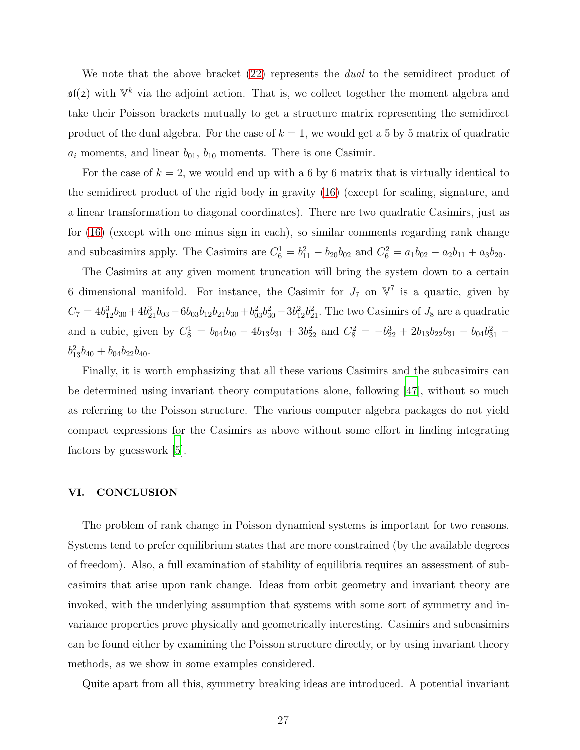We note that the above bracket (22) represents the *dual* to the semidirect product of $\mathfrak{sl}(2)$ with $\mathbb{V}^k$ via the adjoint action. That is, we collect together the moment algebra and take their Poisson brackets mutually to get a structure matrix representing the semidirect product of the dual algebra. For the case of $k = 1$, we would get a 5 by 5 matrix of quadratic $a_i$ moments, and linear $b_{01}$, $b_{10}$ moments. There is one Casimir.

For the case of $k = 2$, we would end up with a 6 by 6 matrix that is virtually identical to the semidirect product of the rigid body in gravity (16) (except for scaling, signature, and a linear transformation to diagonal coordinates). There are two quadratic Casimirs, just as for (16) (except with one minus sign in each), so similar comments regarding rank change and subcasimirs apply. The Casimirs are $C_6^1 = b_{11}^2 - b_{20}b_{02}$ and $C_6^2 = a_1 b_{02} - a_2 b_{11} + a_3 b_{20}$.

The Casimirs at any given moment truncation will bring the system down to a certain 6 dimensional manifold. For instance, the Casimir for $J_7$ on $\mathbb{V}^7$ is a quartic, given by $C_7 = 4b_{12}^3 b_{30} + 4b_{21}^3 b_{03} - 6b_{03}b_{12}b_{21}b_{30} + b_{03}^2 b_{30}^2 - 3b_{12}^2 b_{21}^2$. The two Casimirs of $J_8$ are a quadratic and a cubic, given by $C_8^1 = b_{04}b_{40} - 4b_{13}b_{31} + 3b_{22}^2$ and $C_8^2 = -b_{22}^3 + 2b_{13}b_{22}b_{31} - b_{04}b_{31}^2 - b_{13}^2 b_{40} + b_{04}b_{22}b_{40}$.

Finally, it is worth emphasizing that all these various Casimirs and the subcasimirs can be determined using invariant theory computations alone, following [47], without so much as referring to the Poisson structure. The various computer algebra packages do not yield compact expressions for the Casimirs as above without some effort in finding integrating factors by guesswork [5].

## VI. CONCLUSION

The problem of rank change in Poisson dynamical systems is important for two reasons. Systems tend to prefer equilibrium states that are more constrained (by the available degrees of freedom). Also, a full examination of stability of equilibria requires an assessment of subcasimirs that arise upon rank change. Ideas from orbit geometry and invariant theory are invoked, with the underlying assumption that systems with some sort of symmetry and invariance properties prove physically and geometrically interesting. Casimirs and subcasimirs can be found either by examining the Poisson structure directly, or by using invariant theory methods, as we show in some examples considered.

Quite apart from all this, symmetry breaking ideas are introduced. A potential invariant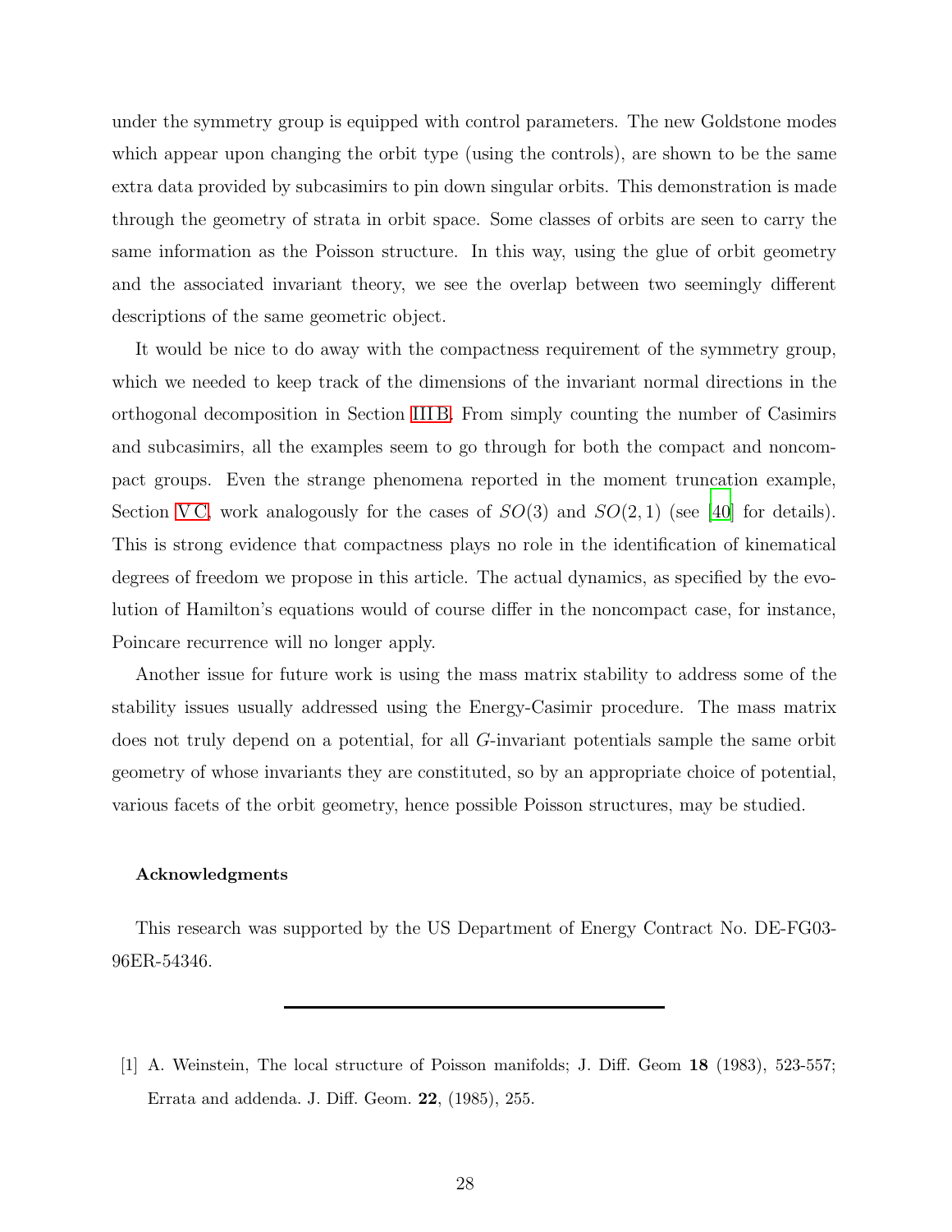under the symmetry group is equipped with control parameters. The new Goldstone modes which appear upon changing the orbit type (using the controls), are shown to be the same extra data provided by subcasimirs to pin down singular orbits. This demonstration is made through the geometry of strata in orbit space. Some classes of orbits are seen to carry the same information as the Poisson structure. In this way, using the glue of orbit geometry and the associated invariant theory, we see the overlap between two seemingly different descriptions of the same geometric object.

It would be nice to do away with the compactness requirement of the symmetry group, which we needed to keep track of the dimensions of the invariant normal directions in the orthogonal decomposition in Section III B. From simply counting the number of Casimirs and subcasimirs, all the examples seem to go through for both the compact and noncompact groups. Even the strange phenomena reported in the moment truncation example, Section V C, work analogously for the cases of $SO(3)$ and $SO(2,1)$ (see [40] for details). This is strong evidence that compactness plays no role in the identification of kinematical degrees of freedom we propose in this article. The actual dynamics, as specified by the evolution of Hamilton's equations would of course differ in the noncompact case, for instance, Poincare recurrence will no longer apply.

Another issue for future work is using the mass matrix stability to address some of the stability issues usually addressed using the Energy-Casimir procedure. The mass matrix does not truly depend on a potential, for all $G$-invariant potentials sample the same orbit geometry of whose invariants they are constituted, so by an appropriate choice of potential, various facets of the orbit geometry, hence possible Poisson structures, may be studied.

#### Acknowledgments

This research was supported by the US Department of Energy Contract No. DE-FG03-96ER-54346.

---

[1] A. Weinstein, The local structure of Poisson manifolds; J. Diff. Geom **18** (1983), 523-557; Errata and addenda. J. Diff. Geom. **22**, (1985), 255.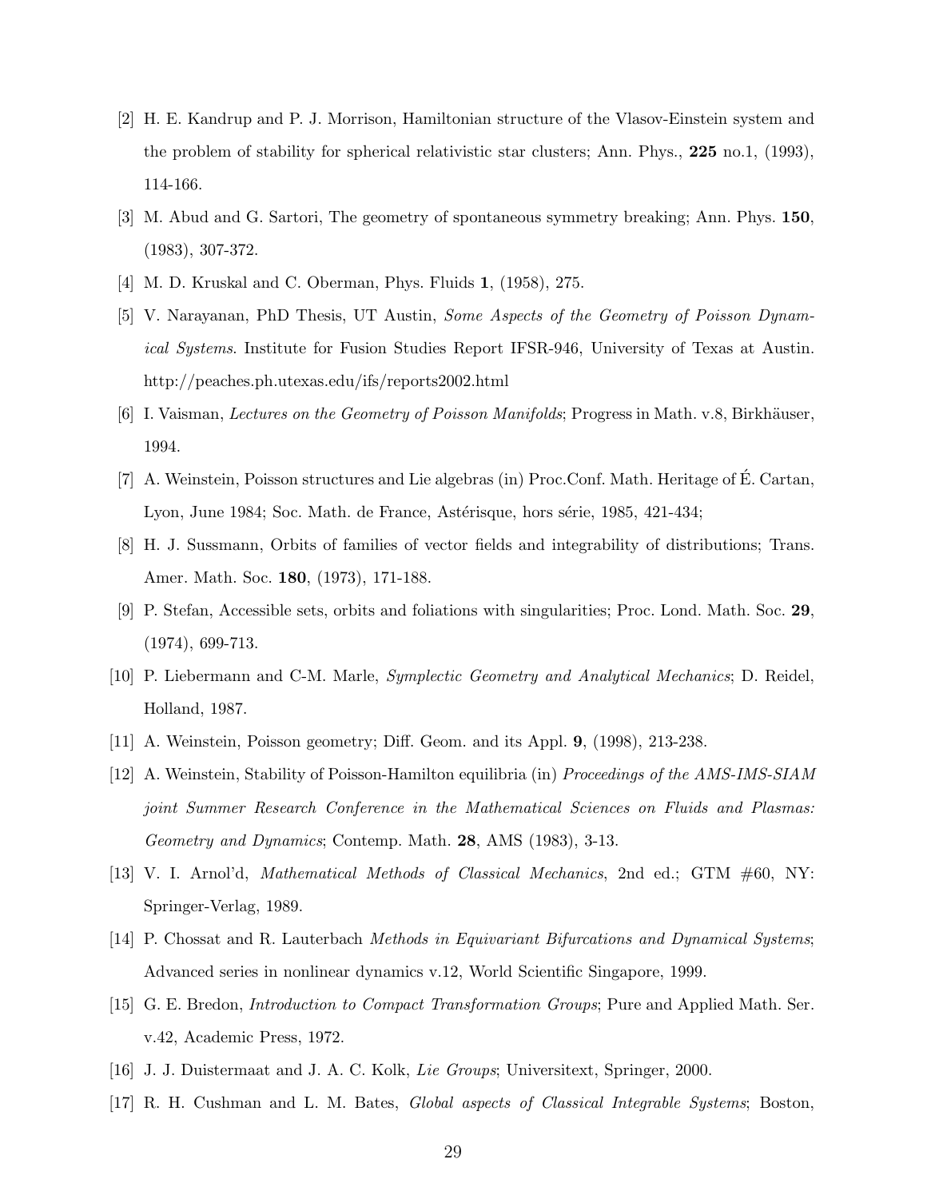[2] H. E. Kandrup and P. J. Morrison, Hamiltonian structure of the Vlasov-Einstein system and the problem of stability for spherical relativistic star clusters; Ann. Phys., **225** no.1, (1993), 114-166.

[3] M. Abud and G. Sartori, The geometry of spontaneous symmetry breaking; Ann. Phys. **150**, (1983), 307-372.

[4] M. D. Kruskal and C. Oberman, Phys. Fluids **1**, (1958), 275.

[5] V. Narayanan, PhD Thesis, UT Austin, *Some Aspects of the Geometry of Poisson Dynamical Systems*. Institute for Fusion Studies Report IFSR-946, University of Texas at Austin. http://peaches.ph.utexas.edu/ifs/reports2002.html

[6] I. Vaisman, *Lectures on the Geometry of Poisson Manifolds*; Progress in Math. v.8, Birkhäuser, 1994.

[7] A. Weinstein, Poisson structures and Lie algebras (in) Proc.Conf. Math. Heritage of É. Cartan, Lyon, June 1984; Soc. Math. de France, Astérisque, hors série, 1985, 421-434;

[8] H. J. Sussmann, Orbits of families of vector fields and integrability of distributions; Trans. Amer. Math. Soc. **180**, (1973), 171-188.

[9] P. Stefan, Accessible sets, orbits and foliations with singularities; Proc. Lond. Math. Soc. **29**, (1974), 699-713.

[10] P. Liebermann and C-M. Marle, *Symplectic Geometry and Analytical Mechanics*; D. Reidel, Holland, 1987.

[11] A. Weinstein, Poisson geometry; Diff. Geom. and its Appl. **9**, (1998), 213-238.

[12] A. Weinstein, Stability of Poisson-Hamilton equilibria (in) *Proceedings of the AMS-IMS-SIAM joint Summer Research Conference in the Mathematical Sciences on Fluids and Plasmas: Geometry and Dynamics*; Contemp. Math. **28**, AMS (1983), 3-13.

[13] V. I. Arnol'd, *Mathematical Methods of Classical Mechanics*, 2nd ed.; GTM #60, NY: Springer-Verlag, 1989.

[14] P. Chossat and R. Lauterbach *Methods in Equivariant Bifurcations and Dynamical Systems*; Advanced series in nonlinear dynamics v.12, World Scientific Singapore, 1999.

[15] G. E. Bredon, *Introduction to Compact Transformation Groups*; Pure and Applied Math. Ser. v.42, Academic Press, 1972.

[16] J. J. Duistermaat and J. A. C. Kolk, *Lie Groups*; Universitext, Springer, 2000.

[17] R. H. Cushman and L. M. Bates, *Global aspects of Classical Integrable Systems*; Boston,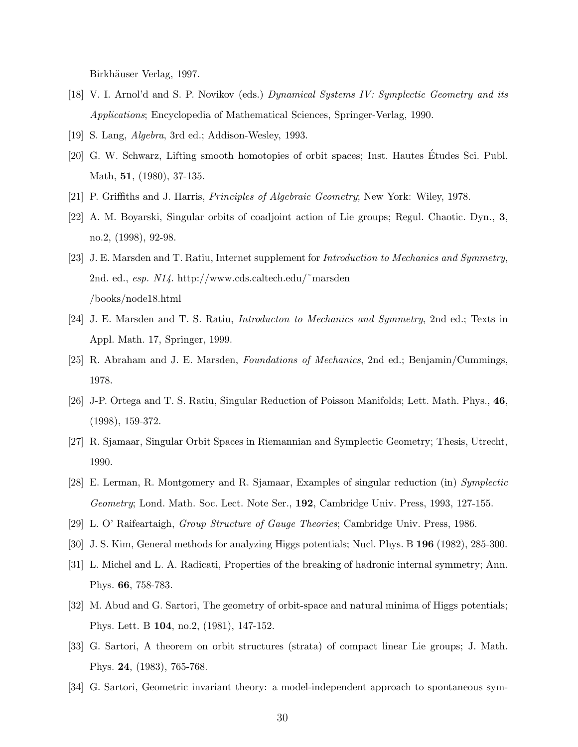Birkhäuser Verlag, 1997.

[18] V. I. Arnol'd and S. P. Novikov (eds.) *Dynamical Systems IV: Symplectic Geometry and its Applications*; Encyclopedia of Mathematical Sciences, Springer-Verlag, 1990.

[19] S. Lang, *Algebra*, 3rd ed.; Addison-Wesley, 1993.

[20] G. W. Schwarz, Lifting smooth homotopies of orbit spaces; Inst. Hautes Études Sci. Publ. Math, **51**, (1980), 37-135.

[21] P. Griffiths and J. Harris, *Principles of Algebraic Geometry*; New York: Wiley, 1978.

[22] A. M. Boyarski, Singular orbits of coadjoint action of Lie groups; Regul. Chaotic. Dyn., **3**, no.2, (1998), 92-98.

[23] J. E. Marsden and T. Ratiu, Internet supplement for *Introduction to Mechanics and Symmetry*, 2nd. ed., *esp. N14*. http://www.cds.caltech.edu/~marsden /books/node18.html

[24] J. E. Marsden and T. S. Ratiu, *Introducton to Mechanics and Symmetry*, 2nd ed.; Texts in Appl. Math. 17, Springer, 1999.

[25] R. Abraham and J. E. Marsden, *Foundations of Mechanics*, 2nd ed.; Benjamin/Cummings, 1978.

[26] J-P. Ortega and T. S. Ratiu, Singular Reduction of Poisson Manifolds; Lett. Math. Phys., **46**, (1998), 159-372.

[27] R. Sjamaar, Singular Orbit Spaces in Riemannian and Symplectic Geometry; Thesis, Utrecht, 1990.

[28] E. Lerman, R. Montgomery and R. Sjamaar, Examples of singular reduction (in) *Symplectic Geometry*; Lond. Math. Soc. Lect. Note Ser., **192**, Cambridge Univ. Press, 1993, 127-155.

[29] L. O' Raifeartaigh, *Group Structure of Gauge Theories*; Cambridge Univ. Press, 1986.

[30] J. S. Kim, General methods for analyzing Higgs potentials; Nucl. Phys. B **196** (1982), 285-300.

[31] L. Michel and L. A. Radicati, Properties of the breaking of hadronic internal symmetry; Ann. Phys. **66**, 758-783.

[32] M. Abud and G. Sartori, The geometry of orbit-space and natural minima of Higgs potentials; Phys. Lett. B **104**, no.2, (1981), 147-152.

[33] G. Sartori, A theorem on orbit structures (strata) of compact linear Lie groups; J. Math. Phys. **24**, (1983), 765-768.

[34] G. Sartori, Geometric invariant theory: a model-independent approach to spontaneous sym-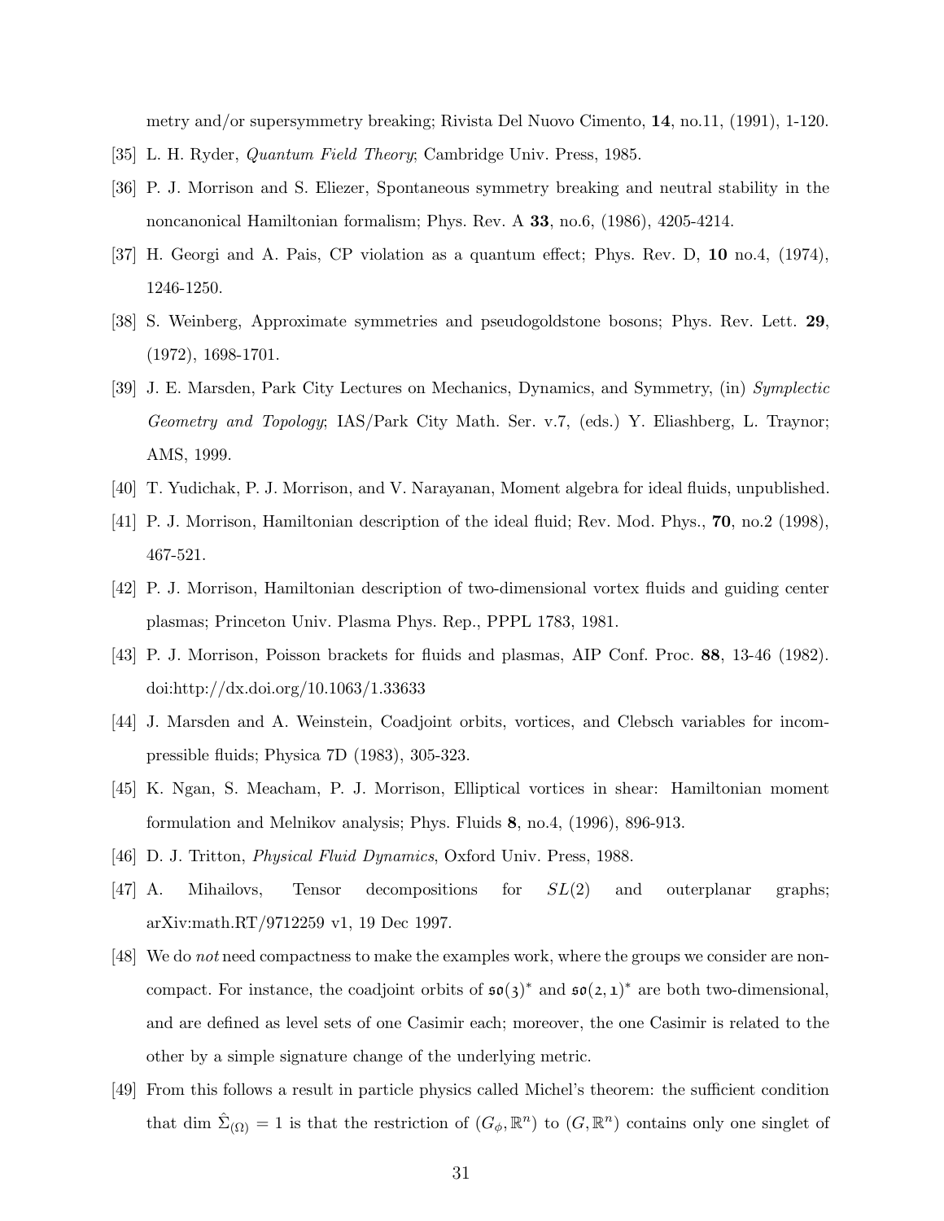metry and/or supersymmetry breaking; Rivista Del Nuovo Cimento, **14**, no.11, (1991), 1-120.

[35] L. H. Ryder, *Quantum Field Theory*; Cambridge Univ. Press, 1985.

[36] P. J. Morrison and S. Eliezer, Spontaneous symmetry breaking and neutral stability in the noncanonical Hamiltonian formalism; Phys. Rev. A **33**, no.6, (1986), 4205-4214.

[37] H. Georgi and A. Pais, CP violation as a quantum effect; Phys. Rev. D, **10** no.4, (1974), 1246-1250.

[38] S. Weinberg, Approximate symmetries and pseudogoldstone bosons; Phys. Rev. Lett. **29**, (1972), 1698-1701.

[39] J. E. Marsden, Park City Lectures on Mechanics, Dynamics, and Symmetry, (in) *Symplectic Geometry and Topology*; IAS/Park City Math. Ser. v.7, (eds.) Y. Eliashberg, L. Traynor; AMS, 1999.

[40] T. Yudichak, P. J. Morrison, and V. Narayanan, Moment algebra for ideal fluids, unpublished.

[41] P. J. Morrison, Hamiltonian description of the ideal fluid; Rev. Mod. Phys., **70**, no.2 (1998), 467-521.

[42] P. J. Morrison, Hamiltonian description of two-dimensional vortex fluids and guiding center plasmas; Princeton Univ. Plasma Phys. Rep., PPPL 1783, 1981.

[43] P. J. Morrison, Poisson brackets for fluids and plasmas, AIP Conf. Proc. **88**, 13-46 (1982). doi:http://dx.doi.org/10.1063/1.33633

[44] J. Marsden and A. Weinstein, Coadjoint orbits, vortices, and Clebsch variables for incompressible fluids; Physica 7D (1983), 305-323.

[45] K. Ngan, S. Meacham, P. J. Morrison, Elliptical vortices in shear: Hamiltonian moment formulation and Melnikov analysis; Phys. Fluids **8**, no.4, (1996), 896-913.

[46] D. J. Tritton, *Physical Fluid Dynamics*, Oxford Univ. Press, 1988.

[47] A. Mihailovs, Tensor decompositions for $SL(2)$ and outerplanar graphs; arXiv:math.RT/9712259 v1, 19 Dec 1997.

[48] We do *not* need compactness to make the examples work, where the groups we consider are non-compact. For instance, the coadjoint orbits of $\mathfrak{so}(3)^*$ and $\mathfrak{so}(2,1)^*$ are both two-dimensional, and are defined as level sets of one Casimir each; moreover, the one Casimir is related to the other by a simple signature change of the underlying metric.

[49] From this follows a result in particle physics called Michel's theorem: the sufficient condition that dim $\hat{\Sigma}_{(\Omega)} = 1$ is that the restriction of $(G_\phi, \mathbb{R}^n)$ to $(G, \mathbb{R}^n)$ contains only one singlet of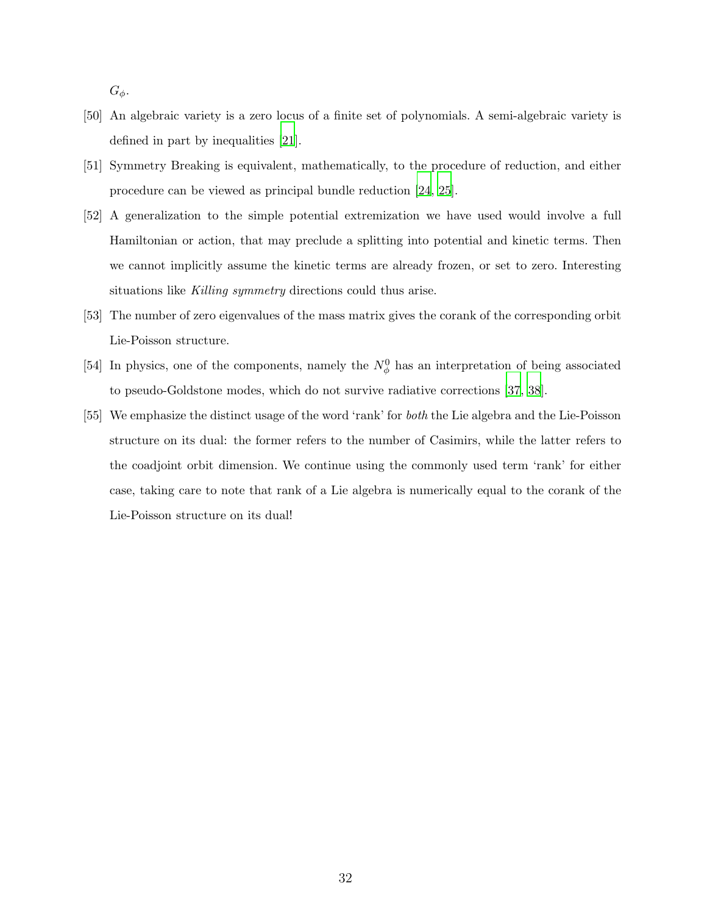$G_\phi$.

[50] An algebraic variety is a zero locus of a finite set of polynomials. A semi-algebraic variety is defined in part by inequalities [21].

[51] Symmetry Breaking is equivalent, mathematically, to the procedure of reduction, and either procedure can be viewed as principal bundle reduction [24, 25].

[52] A generalization to the simple potential extremization we have used would involve a full Hamiltonian or action, that may preclude a splitting into potential and kinetic terms. Then we cannot implicitly assume the kinetic terms are already frozen, or set to zero. Interesting situations like *Killing symmetry* directions could thus arise.

[53] The number of zero eigenvalues of the mass matrix gives the corank of the corresponding orbit Lie-Poisson structure.

[54] In physics, one of the components, namely the $N^0_\phi$ has an interpretation of being associated to pseudo-Goldstone modes, which do not survive radiative corrections [37, 38].

[55] We emphasize the distinct usage of the word 'rank' for *both* the Lie algebra and the Lie-Poisson structure on its dual: the former refers to the number of Casimirs, while the latter refers to the coadjoint orbit dimension. We continue using the commonly used term 'rank' for either case, taking care to note that rank of a Lie algebra is numerically equal to the corank of the Lie-Poisson structure on its dual!